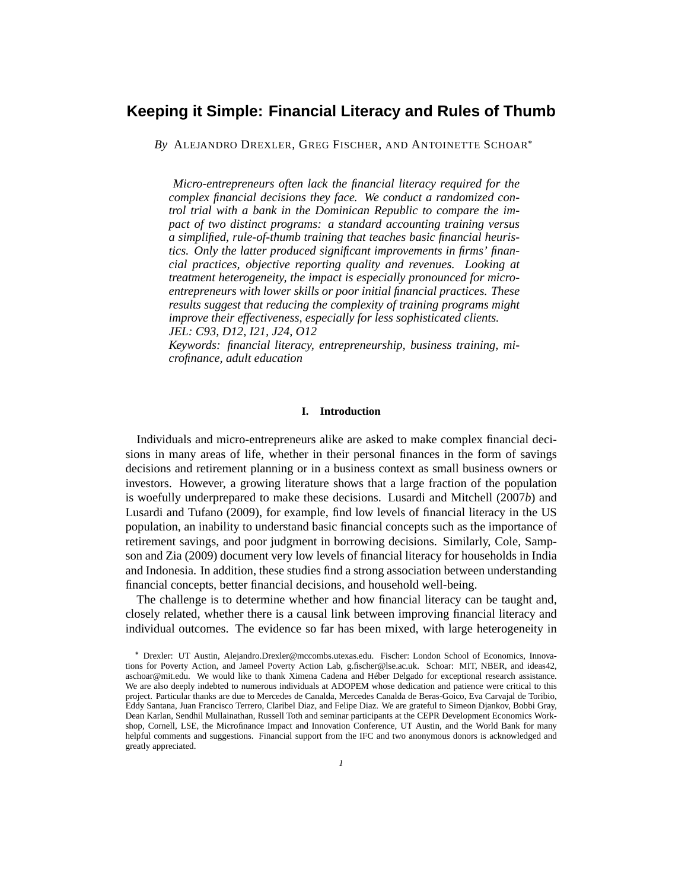# Keeping it Simple: Financial Literacy and Rules of Thumb

*By* ALEJANDRO DREXLER, GREG FISCHER, AND ANTOINETTE SCHOAR*

*Micro-entrepreneurs often lack the financial literacy required for the complex financial decisions they face. We conduct a randomized control trial with a bank in the Dominican Republic to compare the impact of two distinct programs: a standard accounting training versus a simplified, rule-of-thumb training that teaches basic financial heuristics. Only the latter produced significant improvements in firms' financial practices, objective reporting quality and revenues. Looking at treatment heterogeneity, the impact is especially pronounced for micro-entrepreneurs with lower skills or poor initial financial practices. These results suggest that reducing the complexity of training programs might improve their effectiveness, especially for less sophisticated clients.*
*JEL: C93, D12, I21, J24, O12*
*Keywords: financial literacy, entrepreneurship, business training, microfinance, adult education*

## I. Introduction

Individuals and micro-entrepreneurs alike are asked to make complex financial decisions in many areas of life, whether in their personal finances in the form of savings decisions and retirement planning or in a business context as small business owners or investors. However, a growing literature shows that a large fraction of the population is woefully underprepared to make these decisions. Lusardi and Mitchell (2007*b*) and Lusardi and Tufano (2009), for example, find low levels of financial literacy in the US population, an inability to understand basic financial concepts such as the importance of retirement savings, and poor judgment in borrowing decisions. Similarly, Cole, Sampson and Zia (2009) document very low levels of financial literacy for households in India and Indonesia. In addition, these studies find a strong association between understanding financial concepts, better financial decisions, and household well-being.

The challenge is to determine whether and how financial literacy can be taught and, closely related, whether there is a causal link between improving financial literacy and individual outcomes. The evidence so far has been mixed, with large heterogeneity in

* Drexler: UT Austin, Alejandro.Drexler@mccombs.utexas.edu. Fischer: London School of Economics, Innovations for Poverty Action, and Jameel Poverty Action Lab, g.fischer@lse.ac.uk. Schoar: MIT, NBER, and ideas42, aschoar@mit.edu. We would like to thank Ximena Cadena and Héber Delgado for exceptional research assistance. We are also deeply indebted to numerous individuals at ADOPEM whose dedication and patience were critical to this project. Particular thanks are due to Mercedes de Canalda, Mercedes Canalda de Beras-Goico, Eva Carvajal de Toribio, Eddy Santana, Juan Francisco Terrero, Claribel Diaz, and Felipe Diaz. We are grateful to Simeon Djankov, Bobbi Gray, Dean Karlan, Sendhil Mullainathan, Russell Toth and seminar participants at the CEPR Development Economics Workshop, Cornell, LSE, the Microfinance Impact and Innovation Conference, UT Austin, and the World Bank for many helpful comments and suggestions. Financial support from the IFC and two anonymous donors is acknowledged and greatly appreciated.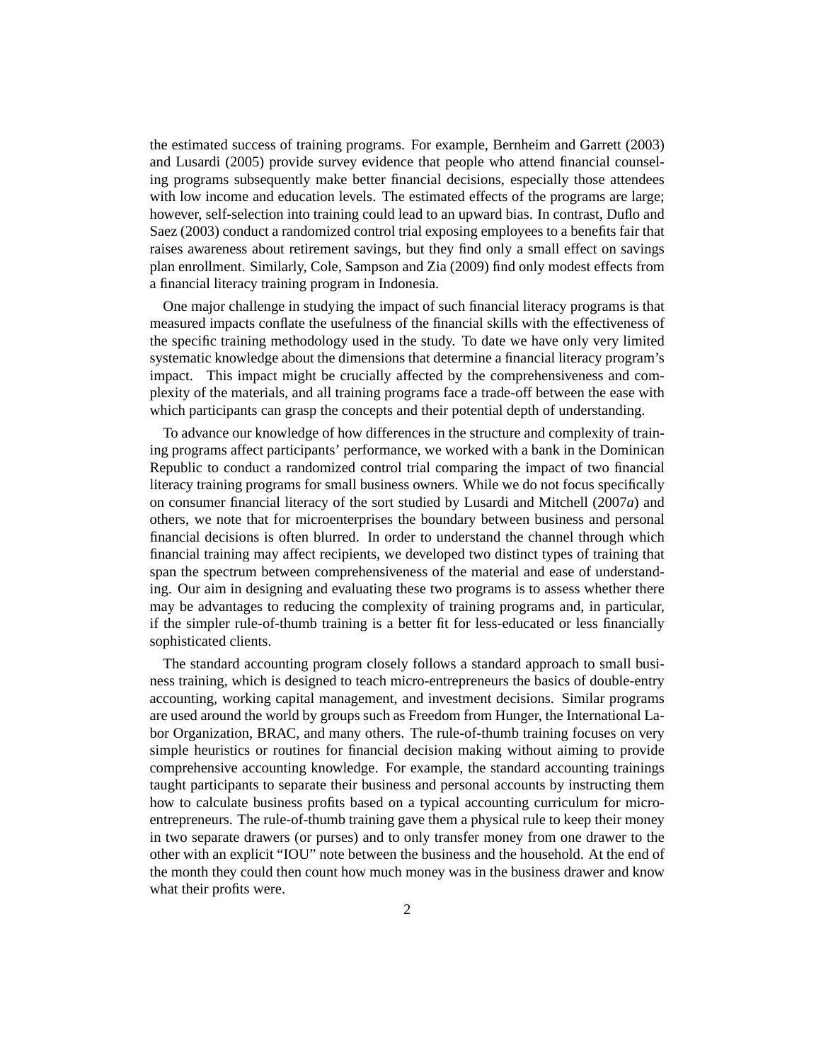the estimated success of training programs. For example, Bernheim and Garrett (2003) and Lusardi (2005) provide survey evidence that people who attend financial counseling programs subsequently make better financial decisions, especially those attendees with low income and education levels. The estimated effects of the programs are large; however, self-selection into training could lead to an upward bias. In contrast, Duflo and Saez (2003) conduct a randomized control trial exposing employees to a benefits fair that raises awareness about retirement savings, but they find only a small effect on savings plan enrollment. Similarly, Cole, Sampson and Zia (2009) find only modest effects from a financial literacy training program in Indonesia.

One major challenge in studying the impact of such financial literacy programs is that measured impacts conflate the usefulness of the financial skills with the effectiveness of the specific training methodology used in the study. To date we have only very limited systematic knowledge about the dimensions that determine a financial literacy program's impact. This impact might be crucially affected by the comprehensiveness and complexity of the materials, and all training programs face a trade-off between the ease with which participants can grasp the concepts and their potential depth of understanding.

To advance our knowledge of how differences in the structure and complexity of training programs affect participants' performance, we worked with a bank in the Dominican Republic to conduct a randomized control trial comparing the impact of two financial literacy training programs for small business owners. While we do not focus specifically on consumer financial literacy of the sort studied by Lusardi and Mitchell (2007*a*) and others, we note that for microenterprises the boundary between business and personal financial decisions is often blurred. In order to understand the channel through which financial training may affect recipients, we developed two distinct types of training that span the spectrum between comprehensiveness of the material and ease of understanding. Our aim in designing and evaluating these two programs is to assess whether there may be advantages to reducing the complexity of training programs and, in particular, if the simpler rule-of-thumb training is a better fit for less-educated or less financially sophisticated clients.

The standard accounting program closely follows a standard approach to small business training, which is designed to teach micro-entrepreneurs the basics of double-entry accounting, working capital management, and investment decisions. Similar programs are used around the world by groups such as Freedom from Hunger, the International Labor Organization, BRAC, and many others. The rule-of-thumb training focuses on very simple heuristics or routines for financial decision making without aiming to provide comprehensive accounting knowledge. For example, the standard accounting trainings taught participants to separate their business and personal accounts by instructing them how to calculate business profits based on a typical accounting curriculum for micro-entrepreneurs. The rule-of-thumb training gave them a physical rule to keep their money in two separate drawers (or purses) and to only transfer money from one drawer to the other with an explicit "IOU" note between the business and the household. At the end of the month they could then count how much money was in the business drawer and know what their profits were.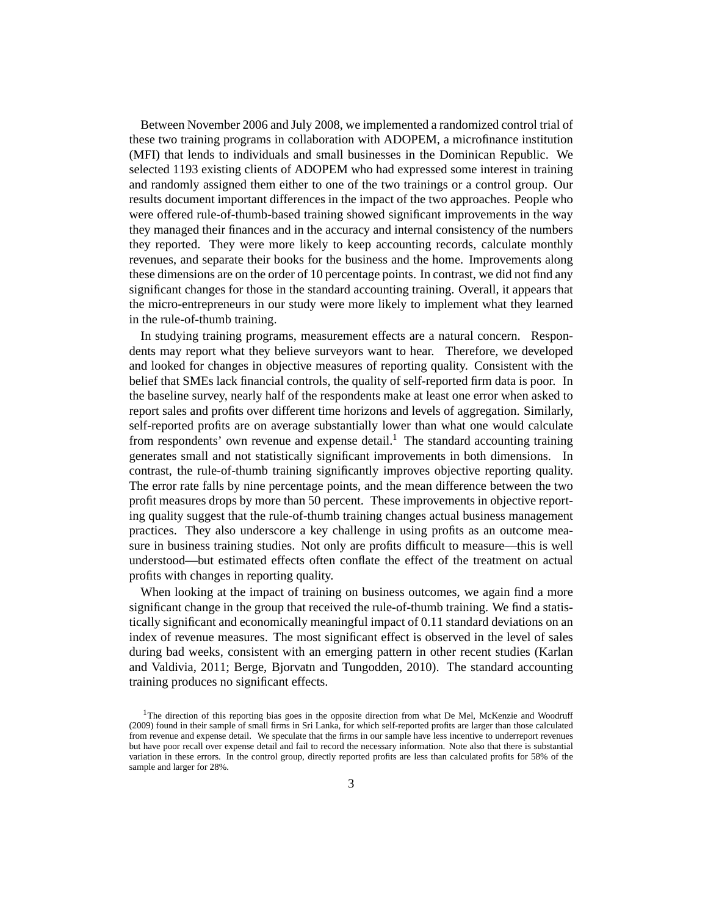Between November 2006 and July 2008, we implemented a randomized control trial of these two training programs in collaboration with ADOPEM, a microfinance institution (MFI) that lends to individuals and small businesses in the Dominican Republic. We selected 1193 existing clients of ADOPEM who had expressed some interest in training and randomly assigned them either to one of the two trainings or a control group. Our results document important differences in the impact of the two approaches. People who were offered rule-of-thumb-based training showed significant improvements in the way they managed their finances and in the accuracy and internal consistency of the numbers they reported. They were more likely to keep accounting records, calculate monthly revenues, and separate their books for the business and the home. Improvements along these dimensions are on the order of 10 percentage points. In contrast, we did not find any significant changes for those in the standard accounting training. Overall, it appears that the micro-entrepreneurs in our study were more likely to implement what they learned in the rule-of-thumb training.

In studying training programs, measurement effects are a natural concern. Respondents may report what they believe surveyors want to hear. Therefore, we developed and looked for changes in objective measures of reporting quality. Consistent with the belief that SMEs lack financial controls, the quality of self-reported firm data is poor. In the baseline survey, nearly half of the respondents make at least one error when asked to report sales and profits over different time horizons and levels of aggregation. Similarly, self-reported profits are on average substantially lower than what one would calculate from respondents' own revenue and expense detail.[1] The standard accounting training generates small and not statistically significant improvements in both dimensions. In contrast, the rule-of-thumb training significantly improves objective reporting quality. The error rate falls by nine percentage points, and the mean difference between the two profit measures drops by more than 50 percent. These improvements in objective reporting quality suggest that the rule-of-thumb training changes actual business management practices. They also underscore a key challenge in using profits as an outcome measure in business training studies. Not only are profits difficult to measure—this is well understood—but estimated effects often conflate the effect of the treatment on actual profits with changes in reporting quality.

When looking at the impact of training on business outcomes, we again find a more significant change in the group that received the rule-of-thumb training. We find a statistically significant and economically meaningful impact of 0.11 standard deviations on an index of revenue measures. The most significant effect is observed in the level of sales during bad weeks, consistent with an emerging pattern in other recent studies (Karlan and Valdivia, 2011; Berge, Bjorvatn and Tungodden, 2010). The standard accounting training produces no significant effects.

[1] The direction of this reporting bias goes in the opposite direction from what De Mel, McKenzie and Woodruff (2009) found in their sample of small firms in Sri Lanka, for which self-reported profits are larger than those calculated from revenue and expense detail. We speculate that the firms in our sample have less incentive to underreport revenues but have poor recall over expense detail and fail to record the necessary information. Note also that there is substantial variation in these errors. In the control group, directly reported profits are less than calculated profits for 58% of the sample and larger for 28%.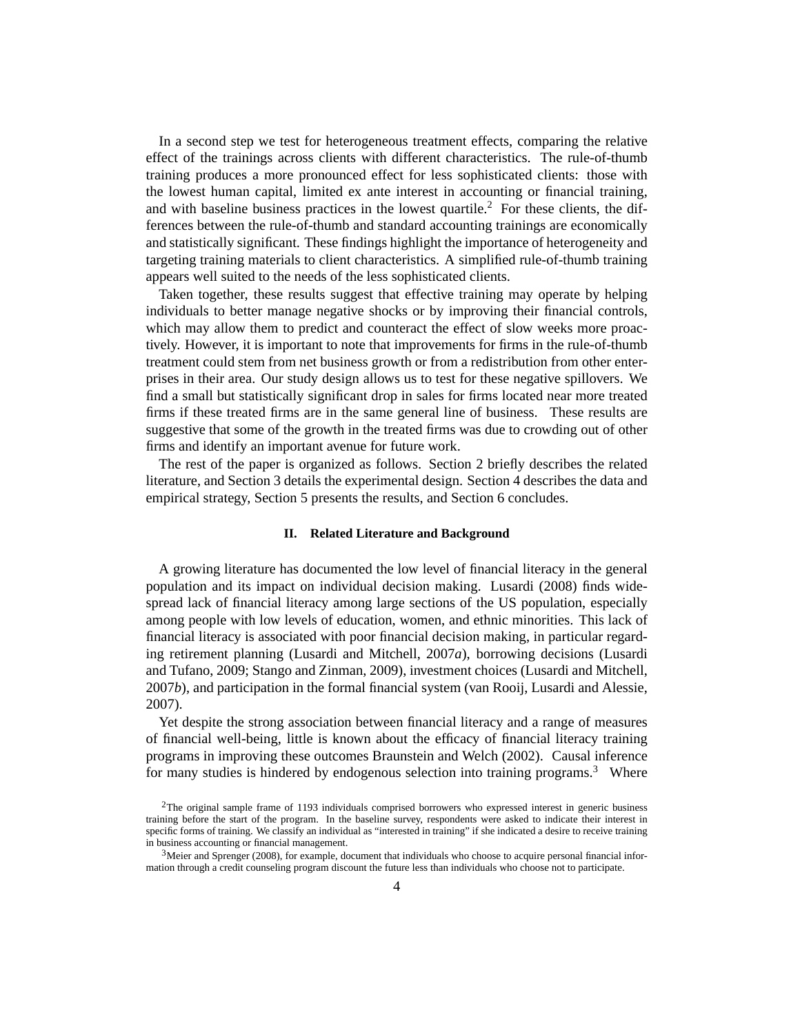In a second step we test for heterogeneous treatment effects, comparing the relative effect of the trainings across clients with different characteristics. The rule-of-thumb training produces a more pronounced effect for less sophisticated clients: those with the lowest human capital, limited ex ante interest in accounting or financial training, and with baseline business practices in the lowest quartile.[2] For these clients, the differences between the rule-of-thumb and standard accounting trainings are economically and statistically significant. These findings highlight the importance of heterogeneity and targeting training materials to client characteristics. A simplified rule-of-thumb training appears well suited to the needs of the less sophisticated clients.

Taken together, these results suggest that effective training may operate by helping individuals to better manage negative shocks or by improving their financial controls, which may allow them to predict and counteract the effect of slow weeks more proactively. However, it is important to note that improvements for firms in the rule-of-thumb treatment could stem from net business growth or from a redistribution from other enterprises in their area. Our study design allows us to test for these negative spillovers. We find a small but statistically significant drop in sales for firms located near more treated firms if these treated firms are in the same general line of business. These results are suggestive that some of the growth in the treated firms was due to crowding out of other firms and identify an important avenue for future work.

The rest of the paper is organized as follows. Section 2 briefly describes the related literature, and Section 3 details the experimental design. Section 4 describes the data and empirical strategy, Section 5 presents the results, and Section 6 concludes.

## II. Related Literature and Background

A growing literature has documented the low level of financial literacy in the general population and its impact on individual decision making. Lusardi (2008) finds widespread lack of financial literacy among large sections of the US population, especially among people with low levels of education, women, and ethnic minorities. This lack of financial literacy is associated with poor financial decision making, in particular regarding retirement planning (Lusardi and Mitchell, 2007*a*), borrowing decisions (Lusardi and Tufano, 2009; Stango and Zinman, 2009), investment choices (Lusardi and Mitchell, 2007*b*), and participation in the formal financial system (van Rooij, Lusardi and Alessie, 2007).

Yet despite the strong association between financial literacy and a range of measures of financial well-being, little is known about the efficacy of financial literacy training programs in improving these outcomes Braunstein and Welch (2002). Causal inference for many studies is hindered by endogenous selection into training programs.[3] Where

[2] The original sample frame of 1193 individuals comprised borrowers who expressed interest in generic business training before the start of the program. In the baseline survey, respondents were asked to indicate their interest in specific forms of training. We classify an individual as "interested in training" if she indicated a desire to receive training in business accounting or financial management.

[3] Meier and Sprenger (2008), for example, document that individuals who choose to acquire personal financial information through a credit counseling program discount the future less than individuals who choose not to participate.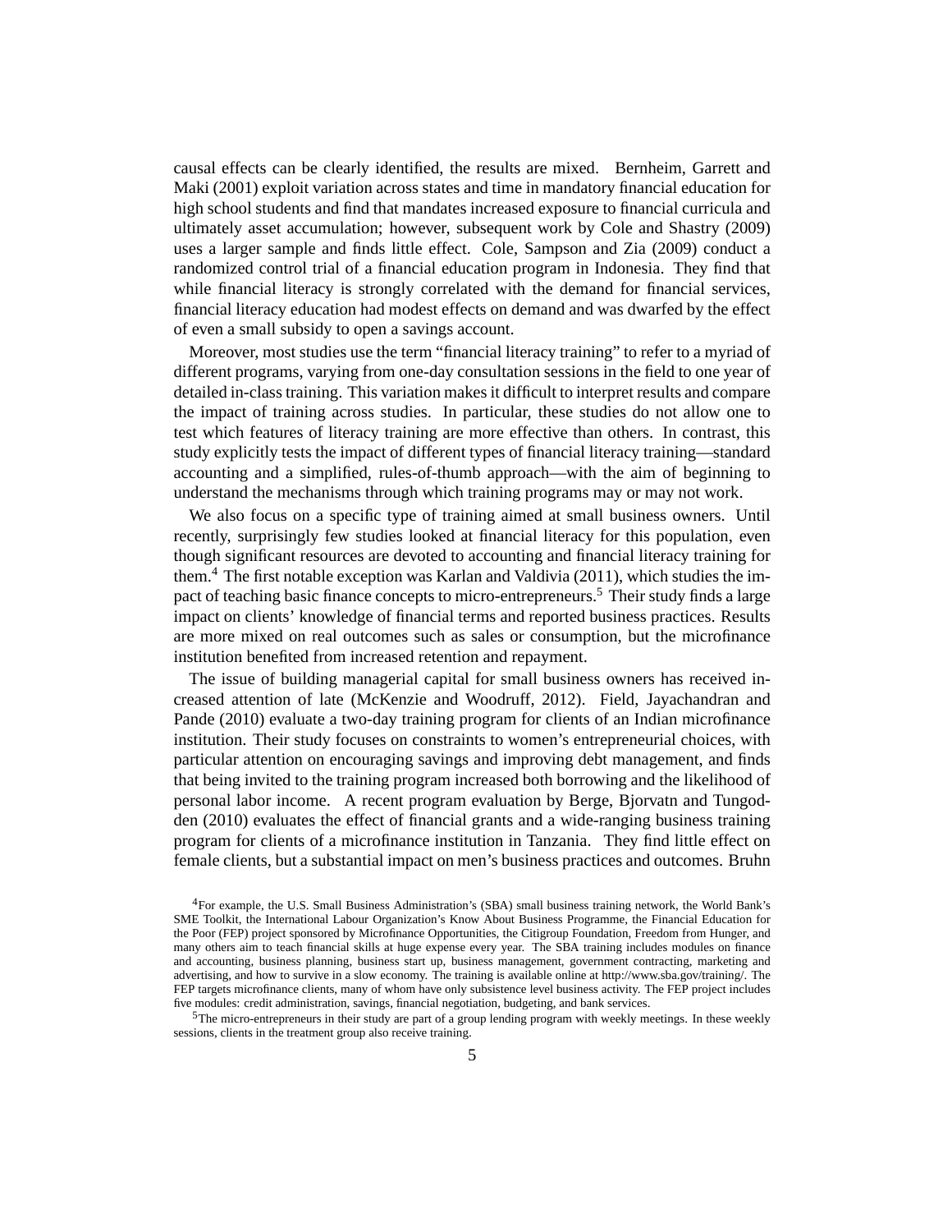causal effects can be clearly identified, the results are mixed. Bernheim, Garrett and Maki (2001) exploit variation across states and time in mandatory financial education for high school students and find that mandates increased exposure to financial curricula and ultimately asset accumulation; however, subsequent work by Cole and Shastry (2009) uses a larger sample and finds little effect. Cole, Sampson and Zia (2009) conduct a randomized control trial of a financial education program in Indonesia. They find that while financial literacy is strongly correlated with the demand for financial services, financial literacy education had modest effects on demand and was dwarfed by the effect of even a small subsidy to open a savings account.

Moreover, most studies use the term "financial literacy training" to refer to a myriad of different programs, varying from one-day consultation sessions in the field to one year of detailed in-class training. This variation makes it difficult to interpret results and compare the impact of training across studies. In particular, these studies do not allow one to test which features of literacy training are more effective than others. In contrast, this study explicitly tests the impact of different types of financial literacy training—standard accounting and a simplified, rules-of-thumb approach—with the aim of beginning to understand the mechanisms through which training programs may or may not work.

We also focus on a specific type of training aimed at small business owners. Until recently, surprisingly few studies looked at financial literacy for this population, even though significant resources are devoted to accounting and financial literacy training for them.[4] The first notable exception was Karlan and Valdivia (2011), which studies the impact of teaching basic finance concepts to micro-entrepreneurs.[5] Their study finds a large impact on clients' knowledge of financial terms and reported business practices. Results are more mixed on real outcomes such as sales or consumption, but the microfinance institution benefited from increased retention and repayment.

The issue of building managerial capital for small business owners has received increased attention of late (McKenzie and Woodruff, 2012). Field, Jayachandran and Pande (2010) evaluate a two-day training program for clients of an Indian microfinance institution. Their study focuses on constraints to women's entrepreneurial choices, with particular attention on encouraging savings and improving debt management, and finds that being invited to the training program increased both borrowing and the likelihood of personal labor income. A recent program evaluation by Berge, Bjorvatn and Tungodden (2010) evaluates the effect of financial grants and a wide-ranging business training program for clients of a microfinance institution in Tanzania. They find little effect on female clients, but a substantial impact on men's business practices and outcomes. Bruhn

[4]For example, the U.S. Small Business Administration's (SBA) small business training network, the World Bank's SME Toolkit, the International Labour Organization's Know About Business Programme, the Financial Education for the Poor (FEP) project sponsored by Microfinance Opportunities, the Citigroup Foundation, Freedom from Hunger, and many others aim to teach financial skills at huge expense every year. The SBA training includes modules on finance and accounting, business planning, business start up, business management, government contracting, marketing and advertising, and how to survive in a slow economy. The training is available online at http://www.sba.gov/training/. The FEP targets microfinance clients, many of whom have only subsistence level business activity. The FEP project includes five modules: credit administration, savings, financial negotiation, budgeting, and bank services.

[5]The micro-entrepreneurs in their study are part of a group lending program with weekly meetings. In these weekly sessions, clients in the treatment group also receive training.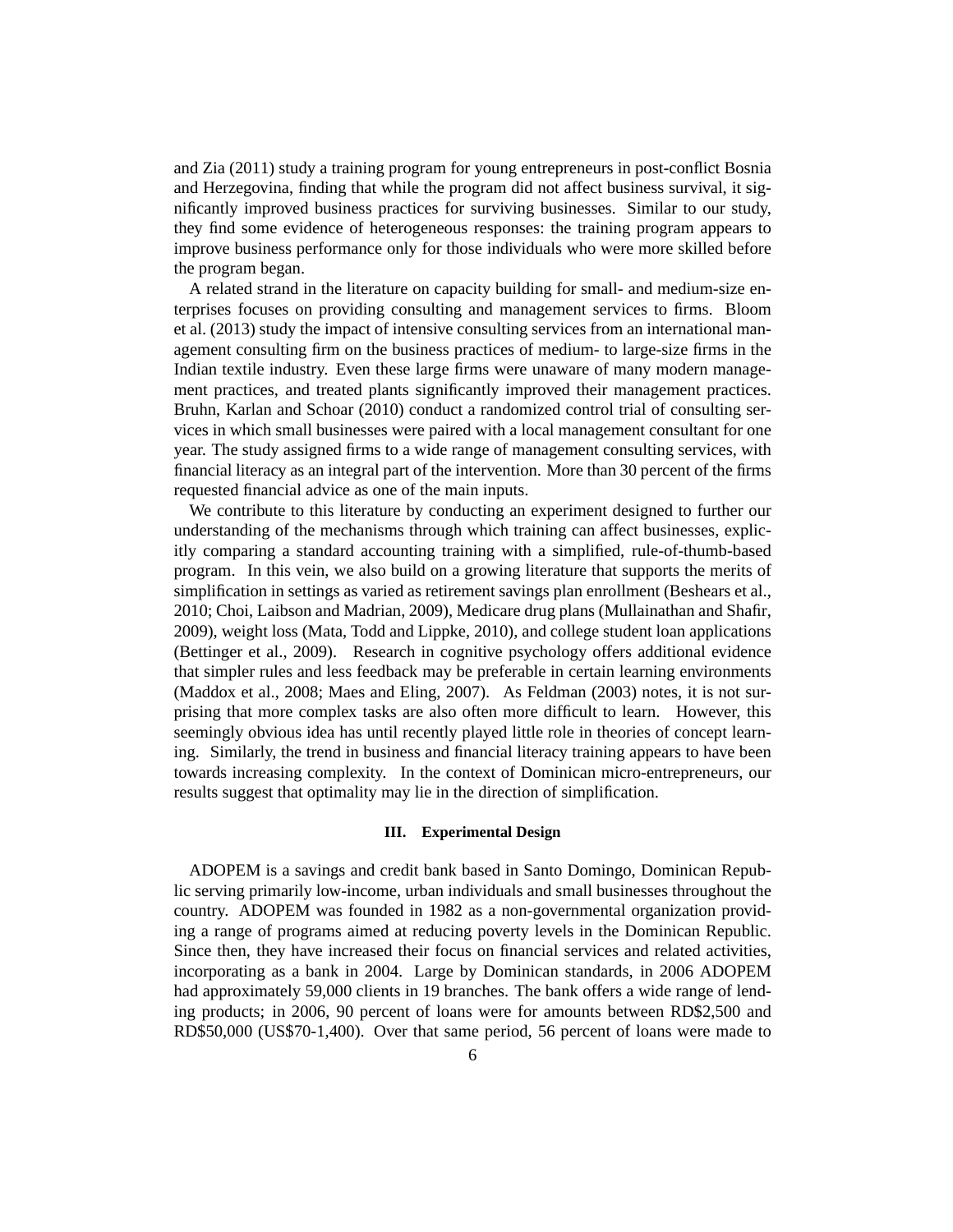and Zia (2011) study a training program for young entrepreneurs in post-conflict Bosnia and Herzegovina, finding that while the program did not affect business survival, it significantly improved business practices for surviving businesses. Similar to our study, they find some evidence of heterogeneous responses: the training program appears to improve business performance only for those individuals who were more skilled before the program began.

A related strand in the literature on capacity building for small- and medium-size enterprises focuses on providing consulting and management services to firms. Bloom et al. (2013) study the impact of intensive consulting services from an international management consulting firm on the business practices of medium- to large-size firms in the Indian textile industry. Even these large firms were unaware of many modern management practices, and treated plants significantly improved their management practices. Bruhn, Karlan and Schoar (2010) conduct a randomized control trial of consulting services in which small businesses were paired with a local management consultant for one year. The study assigned firms to a wide range of management consulting services, with financial literacy as an integral part of the intervention. More than 30 percent of the firms requested financial advice as one of the main inputs.

We contribute to this literature by conducting an experiment designed to further our understanding of the mechanisms through which training can affect businesses, explicitly comparing a standard accounting training with a simplified, rule-of-thumb-based program. In this vein, we also build on a growing literature that supports the merits of simplification in settings as varied as retirement savings plan enrollment (Beshears et al., 2010; Choi, Laibson and Madrian, 2009), Medicare drug plans (Mullainathan and Shafir, 2009), weight loss (Mata, Todd and Lippke, 2010), and college student loan applications (Bettinger et al., 2009). Research in cognitive psychology offers additional evidence that simpler rules and less feedback may be preferable in certain learning environments (Maddox et al., 2008; Maes and Eling, 2007). As Feldman (2003) notes, it is not surprising that more complex tasks are also often more difficult to learn. However, this seemingly obvious idea has until recently played little role in theories of concept learning. Similarly, the trend in business and financial literacy training appears to have been towards increasing complexity. In the context of Dominican micro-entrepreneurs, our results suggest that optimality may lie in the direction of simplification.

## III. Experimental Design

ADOPEM is a savings and credit bank based in Santo Domingo, Dominican Republic serving primarily low-income, urban individuals and small businesses throughout the country. ADOPEM was founded in 1982 as a non-governmental organization providing a range of programs aimed at reducing poverty levels in the Dominican Republic. Since then, they have increased their focus on financial services and related activities, incorporating as a bank in 2004. Large by Dominican standards, in 2006 ADOPEM had approximately 59,000 clients in 19 branches. The bank offers a wide range of lending products; in 2006, 90 percent of loans were for amounts between RD$2,500 and RD$50,000 (US$70-1,400). Over that same period, 56 percent of loans were made to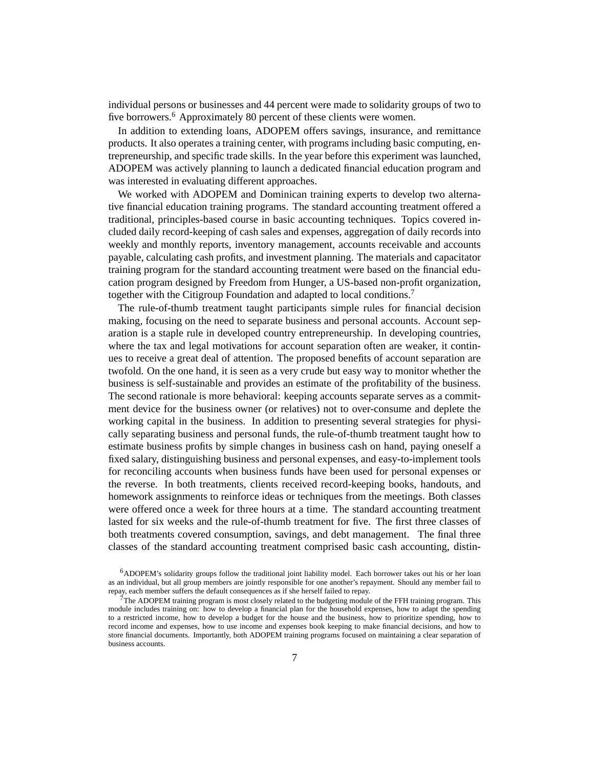individual persons or businesses and 44 percent were made to solidarity groups of two to five borrowers.[6] Approximately 80 percent of these clients were women.

In addition to extending loans, ADOPEM offers savings, insurance, and remittance products. It also operates a training center, with programs including basic computing, entrepreneurship, and specific trade skills. In the year before this experiment was launched, ADOPEM was actively planning to launch a dedicated financial education program and was interested in evaluating different approaches.

We worked with ADOPEM and Dominican training experts to develop two alternative financial education training programs. The standard accounting treatment offered a traditional, principles-based course in basic accounting techniques. Topics covered included daily record-keeping of cash sales and expenses, aggregation of daily records into weekly and monthly reports, inventory management, accounts receivable and accounts payable, calculating cash profits, and investment planning. The materials and capacitator training program for the standard accounting treatment were based on the financial education program designed by Freedom from Hunger, a US-based non-profit organization, together with the Citigroup Foundation and adapted to local conditions.[7]

The rule-of-thumb treatment taught participants simple rules for financial decision making, focusing on the need to separate business and personal accounts. Account separation is a staple rule in developed country entrepreneurship. In developing countries, where the tax and legal motivations for account separation often are weaker, it continues to receive a great deal of attention. The proposed benefits of account separation are twofold. On the one hand, it is seen as a very crude but easy way to monitor whether the business is self-sustainable and provides an estimate of the profitability of the business. The second rationale is more behavioral: keeping accounts separate serves as a commitment device for the business owner (or relatives) not to over-consume and deplete the working capital in the business. In addition to presenting several strategies for physically separating business and personal funds, the rule-of-thumb treatment taught how to estimate business profits by simple changes in business cash on hand, paying oneself a fixed salary, distinguishing business and personal expenses, and easy-to-implement tools for reconciling accounts when business funds have been used for personal expenses or the reverse. In both treatments, clients received record-keeping books, handouts, and homework assignments to reinforce ideas or techniques from the meetings. Both classes were offered once a week for three hours at a time. The standard accounting treatment lasted for six weeks and the rule-of-thumb treatment for five. The first three classes of both treatments covered consumption, savings, and debt management. The final three classes of the standard accounting treatment comprised basic cash accounting, distin-

[6] ADOPEM's solidarity groups follow the traditional joint liability model. Each borrower takes out his or her loan as an individual, but all group members are jointly responsible for one another's repayment. Should any member fail to repay, each member suffers the default consequences as if she herself failed to repay.

[7] The ADOPEM training program is most closely related to the budgeting module of the FFH training program. This module includes training on: how to develop a financial plan for the household expenses, how to adapt the spending to a restricted income, how to develop a budget for the house and the business, how to prioritize spending, how to record income and expenses, how to use income and expenses book keeping to make financial decisions, and how to store financial documents. Importantly, both ADOPEM training programs focused on maintaining a clear separation of business accounts.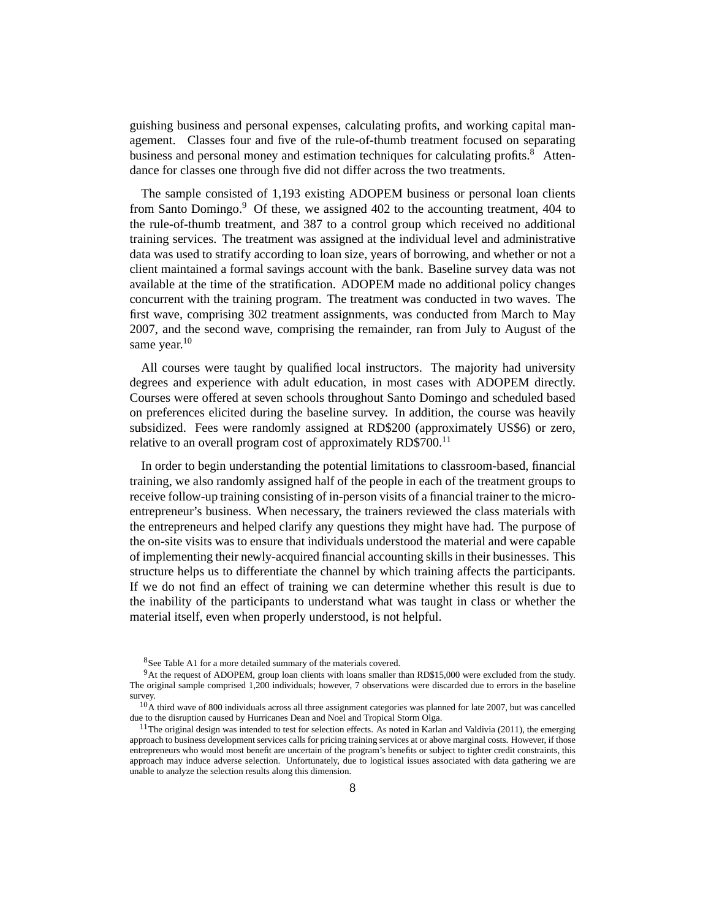guishing business and personal expenses, calculating profits, and working capital management. Classes four and five of the rule-of-thumb treatment focused on separating business and personal money and estimation techniques for calculating profits.[8] Attendance for classes one through five did not differ across the two treatments.

The sample consisted of 1,193 existing ADOPEM business or personal loan clients from Santo Domingo.[9] Of these, we assigned 402 to the accounting treatment, 404 to the rule-of-thumb treatment, and 387 to a control group which received no additional training services. The treatment was assigned at the individual level and administrative data was used to stratify according to loan size, years of borrowing, and whether or not a client maintained a formal savings account with the bank. Baseline survey data was not available at the time of the stratification. ADOPEM made no additional policy changes concurrent with the training program. The treatment was conducted in two waves. The first wave, comprising 302 treatment assignments, was conducted from March to May 2007, and the second wave, comprising the remainder, ran from July to August of the same year.[10]

All courses were taught by qualified local instructors. The majority had university degrees and experience with adult education, in most cases with ADOPEM directly. Courses were offered at seven schools throughout Santo Domingo and scheduled based on preferences elicited during the baseline survey. In addition, the course was heavily subsidized. Fees were randomly assigned at RD$200 (approximately US$6) or zero, relative to an overall program cost of approximately RD$700.[11]

In order to begin understanding the potential limitations to classroom-based, financial training, we also randomly assigned half of the people in each of the treatment groups to receive follow-up training consisting of in-person visits of a financial trainer to the micro-entrepreneur's business. When necessary, the trainers reviewed the class materials with the entrepreneurs and helped clarify any questions they might have had. The purpose of the on-site visits was to ensure that individuals understood the material and were capable of implementing their newly-acquired financial accounting skills in their businesses. This structure helps us to differentiate the channel by which training affects the participants. If we do not find an effect of training we can determine whether this result is due to the inability of the participants to understand what was taught in class or whether the material itself, even when properly understood, is not helpful.

[8] See Table A1 for a more detailed summary of the materials covered.

[9] At the request of ADOPEM, group loan clients with loans smaller than RD$15,000 were excluded from the study. The original sample comprised 1,200 individuals; however, 7 observations were discarded due to errors in the baseline survey.

[10] A third wave of 800 individuals across all three assignment categories was planned for late 2007, but was cancelled due to the disruption caused by Hurricanes Dean and Noel and Tropical Storm Olga.

[11] The original design was intended to test for selection effects. As noted in Karlan and Valdivia (2011), the emerging approach to business development services calls for pricing training services at or above marginal costs. However, if those entrepreneurs who would most benefit are uncertain of the program's benefits or subject to tighter credit constraints, this approach may induce adverse selection. Unfortunately, due to logistical issues associated with data gathering we are unable to analyze the selection results along this dimension.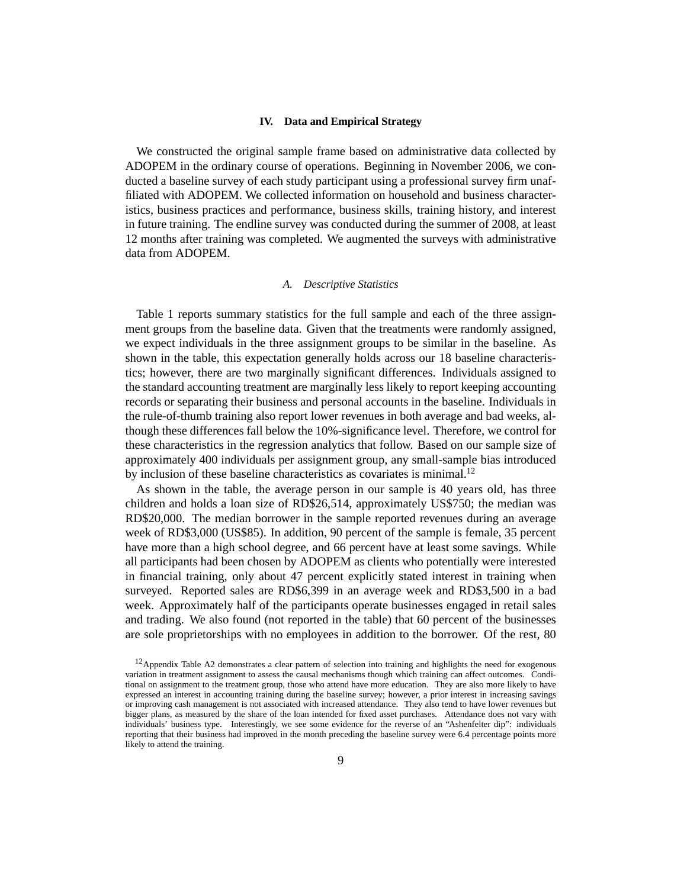## IV. Data and Empirical Strategy

We constructed the original sample frame based on administrative data collected by ADOPEM in the ordinary course of operations. Beginning in November 2006, we conducted a baseline survey of each study participant using a professional survey firm unaffiliated with ADOPEM. We collected information on household and business characteristics, business practices and performance, business skills, training history, and interest in future training. The endline survey was conducted during the summer of 2008, at least 12 months after training was completed. We augmented the surveys with administrative data from ADOPEM.

### *A. Descriptive Statistics*

Table 1 reports summary statistics for the full sample and each of the three assignment groups from the baseline data. Given that the treatments were randomly assigned, we expect individuals in the three assignment groups to be similar in the baseline. As shown in the table, this expectation generally holds across our 18 baseline characteristics; however, there are two marginally significant differences. Individuals assigned to the standard accounting treatment are marginally less likely to report keeping accounting records or separating their business and personal accounts in the baseline. Individuals in the rule-of-thumb training also report lower revenues in both average and bad weeks, although these differences fall below the 10%-significance level. Therefore, we control for these characteristics in the regression analytics that follow. Based on our sample size of approximately 400 individuals per assignment group, any small-sample bias introduced by inclusion of these baseline characteristics as covariates is minimal.[12]

As shown in the table, the average person in our sample is 40 years old, has three children and holds a loan size of RD$26,514, approximately US$750; the median was RD$20,000. The median borrower in the sample reported revenues during an average week of RD$3,000 (US$85). In addition, 90 percent of the sample is female, 35 percent have more than a high school degree, and 66 percent have at least some savings. While all participants had been chosen by ADOPEM as clients who potentially were interested in financial training, only about 47 percent explicitly stated interest in training when surveyed. Reported sales are RD$6,399 in an average week and RD$3,500 in a bad week. Approximately half of the participants operate businesses engaged in retail sales and trading. We also found (not reported in the table) that 60 percent of the businesses are sole proprietorships with no employees in addition to the borrower. Of the rest, 80

[12] Appendix Table A2 demonstrates a clear pattern of selection into training and highlights the need for exogenous variation in treatment assignment to assess the causal mechanisms though which training can affect outcomes. Conditional on assignment to the treatment group, those who attend have more education. They are also more likely to have expressed an interest in accounting training during the baseline survey; however, a prior interest in increasing savings or improving cash management is not associated with increased attendance. They also tend to have lower revenues but bigger plans, as measured by the share of the loan intended for fixed asset purchases. Attendance does not vary with individuals' business type. Interestingly, we see some evidence for the reverse of an "Ashenfelter dip": individuals reporting that their business had improved in the month preceding the baseline survey were 6.4 percentage points more likely to attend the training.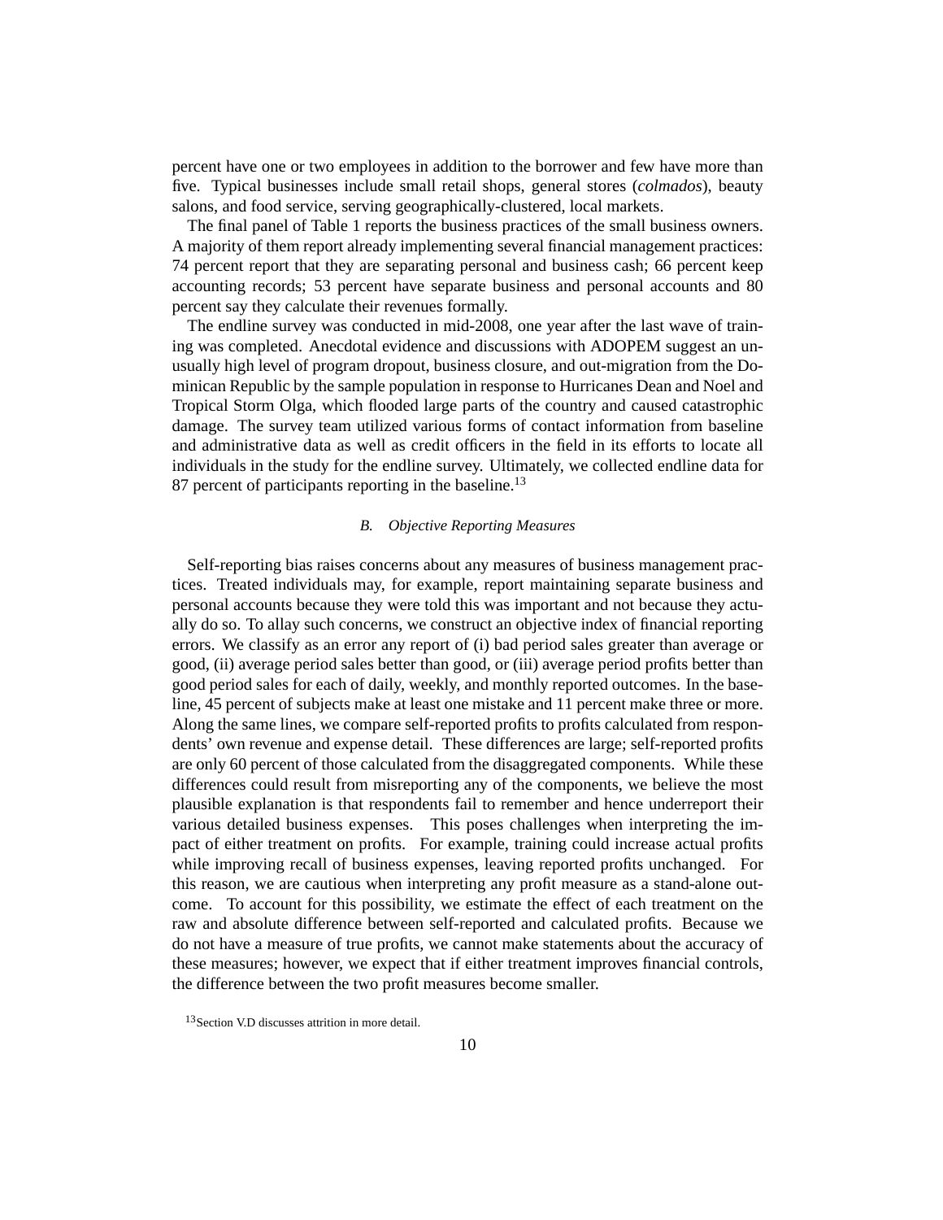percent have one or two employees in addition to the borrower and few have more than five. Typical businesses include small retail shops, general stores (*colmados*), beauty salons, and food service, serving geographically-clustered, local markets.

The final panel of Table 1 reports the business practices of the small business owners. A majority of them report already implementing several financial management practices: 74 percent report that they are separating personal and business cash; 66 percent keep accounting records; 53 percent have separate business and personal accounts and 80 percent say they calculate their revenues formally.

The endline survey was conducted in mid-2008, one year after the last wave of training was completed. Anecdotal evidence and discussions with ADOPEM suggest an unusually high level of program dropout, business closure, and out-migration from the Dominican Republic by the sample population in response to Hurricanes Dean and Noel and Tropical Storm Olga, which flooded large parts of the country and caused catastrophic damage. The survey team utilized various forms of contact information from baseline and administrative data as well as credit officers in the field in its efforts to locate all individuals in the study for the endline survey. Ultimately, we collected endline data for 87 percent of participants reporting in the baseline.[13]

### *B. Objective Reporting Measures*

Self-reporting bias raises concerns about any measures of business management practices. Treated individuals may, for example, report maintaining separate business and personal accounts because they were told this was important and not because they actually do so. To allay such concerns, we construct an objective index of financial reporting errors. We classify as an error any report of (i) bad period sales greater than average or good, (ii) average period sales better than good, or (iii) average period profits better than good period sales for each of daily, weekly, and monthly reported outcomes. In the baseline, 45 percent of subjects make at least one mistake and 11 percent make three or more. Along the same lines, we compare self-reported profits to profits calculated from respondents' own revenue and expense detail. These differences are large; self-reported profits are only 60 percent of those calculated from the disaggregated components. While these differences could result from misreporting any of the components, we believe the most plausible explanation is that respondents fail to remember and hence underreport their various detailed business expenses. This poses challenges when interpreting the impact of either treatment on profits. For example, training could increase actual profits while improving recall of business expenses, leaving reported profits unchanged. For this reason, we are cautious when interpreting any profit measure as a stand-alone outcome. To account for this possibility, we estimate the effect of each treatment on the raw and absolute difference between self-reported and calculated profits. Because we do not have a measure of true profits, we cannot make statements about the accuracy of these measures; however, we expect that if either treatment improves financial controls, the difference between the two profit measures become smaller.

[13]Section V.D discusses attrition in more detail.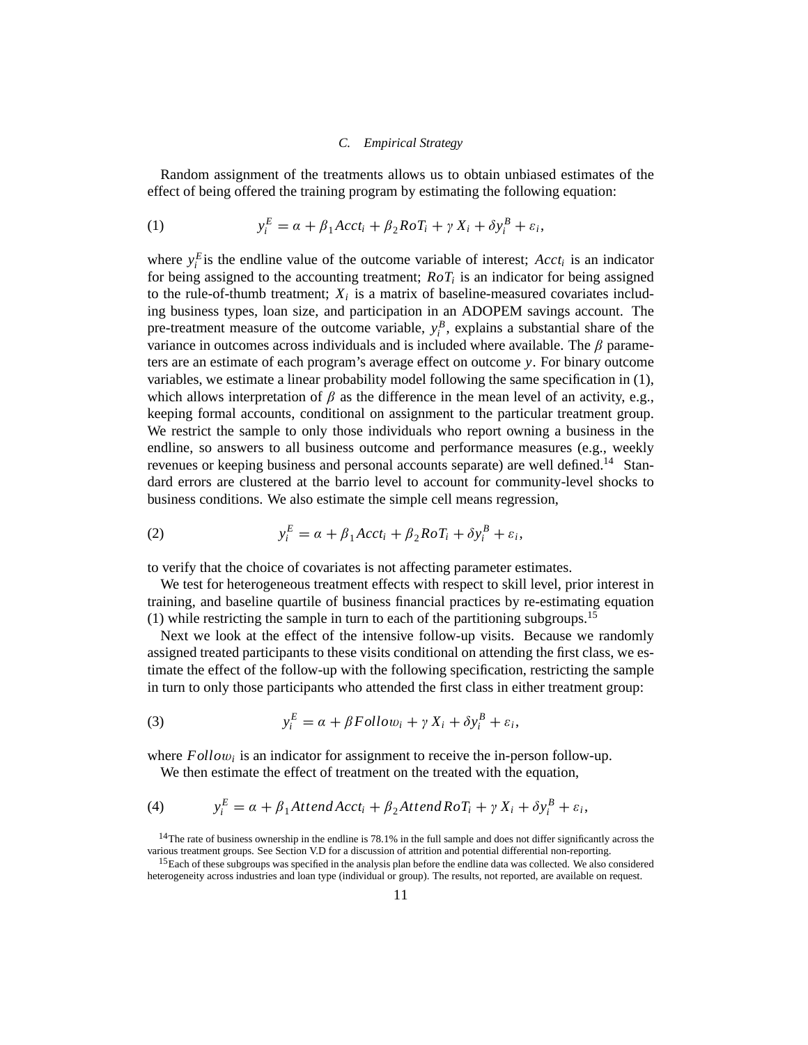### C. *Empirical Strategy*

Random assignment of the treatments allows us to obtain unbiased estimates of the effect of being offered the training program by estimating the following equation:

$$(1) \qquad y_i^E = \alpha + \beta_1 Acct_i + \beta_2 RoT_i + \gamma X_i + \delta y_i^B + \varepsilon_i,$$

where $y_i^E$ is the endline value of the outcome variable of interest; $Acct_i$ is an indicator for being assigned to the accounting treatment; $RoT_i$ is an indicator for being assigned to the rule-of-thumb treatment; $X_i$ is a matrix of baseline-measured covariates including business types, loan size, and participation in an ADOPEM savings account. The pre-treatment measure of the outcome variable, $y_i^B$, explains a substantial share of the variance in outcomes across individuals and is included where available. The $\beta$ parameters are an estimate of each program's average effect on outcome $y$. For binary outcome variables, we estimate a linear probability model following the same specification in (1), which allows interpretation of $\beta$ as the difference in the mean level of an activity, e.g., keeping formal accounts, conditional on assignment to the particular treatment group. We restrict the sample to only those individuals who report owning a business in the endline, so answers to all business outcome and performance measures (e.g., weekly revenues or keeping business and personal accounts separate) are well defined.[14] Standard errors are clustered at the barrio level to account for community-level shocks to business conditions. We also estimate the simple cell means regression,

$$(2) \qquad y_i^E = \alpha + \beta_1 Acct_i + \beta_2 RoT_i + \delta y_i^B + \varepsilon_i,$$

to verify that the choice of covariates is not affecting parameter estimates.

We test for heterogeneous treatment effects with respect to skill level, prior interest in training, and baseline quartile of business financial practices by re-estimating equation (1) while restricting the sample in turn to each of the partitioning subgroups.[15]

Next we look at the effect of the intensive follow-up visits. Because we randomly assigned treated participants to these visits conditional on attending the first class, we estimate the effect of the follow-up with the following specification, restricting the sample in turn to only those participants who attended the first class in either treatment group:

$$(3) \qquad y_i^E = \alpha + \beta Follow_i + \gamma X_i + \delta y_i^B + \varepsilon_i,$$

where $Follow_i$ is an indicator for assignment to receive the in-person follow-up.

We then estimate the effect of treatment on the treated with the equation,

$$(4) \qquad y_i^E = \alpha + \beta_1 AttendAcct_i + \beta_2 AttendRoT_i + \gamma X_i + \delta y_i^B + \varepsilon_i,$$

[14] The rate of business ownership in the endline is 78.1% in the full sample and does not differ significantly across the various treatment groups. See Section V.D for a discussion of attrition and potential differential non-reporting.

[15] Each of these subgroups was specified in the analysis plan before the endline data was collected. We also considered heterogeneity across industries and loan type (individual or group). The results, not reported, are available on request.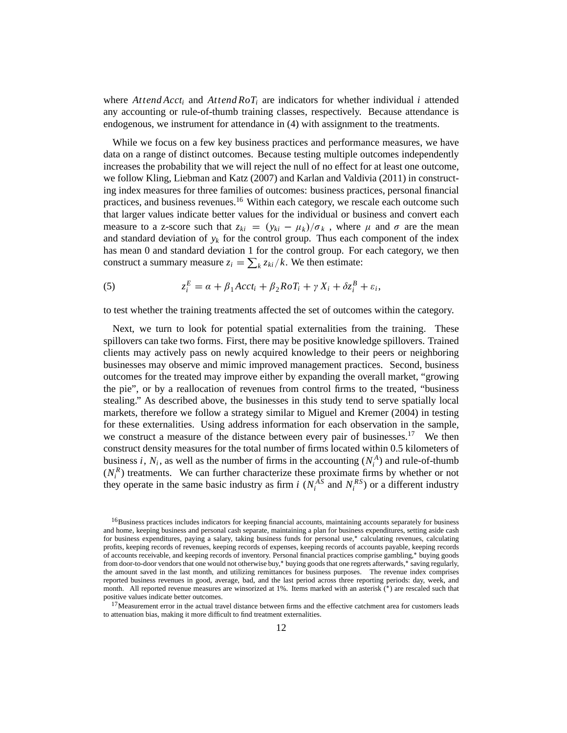where $AttendAcct_i$ and $AttendRoT_i$ are indicators for whether individual $i$ attended any accounting or rule-of-thumb training classes, respectively. Because attendance is endogenous, we instrument for attendance in (4) with assignment to the treatments.

While we focus on a few key business practices and performance measures, we have data on a range of distinct outcomes. Because testing multiple outcomes independently increases the probability that we will reject the null of no effect for at least one outcome, we follow Kling, Liebman and Katz (2007) and Karlan and Valdivia (2011) in constructing index measures for three families of outcomes: business practices, personal financial practices, and business revenues.[16] Within each category, we rescale each outcome such that larger values indicate better values for the individual or business and convert each measure to a z-score such that $z_{ki} = (y_{ki} - \mu_k)/\sigma_k$ , where $\mu$ and $\sigma$ are the mean and standard deviation of $y_k$ for the control group. Thus each component of the index has mean 0 and standard deviation 1 for the control group. For each category, we then construct a summary measure $z_i = \sum_k z_{ki}/k$. We then estimate:

$$z_i^E = \alpha + \beta_1 Acct_i + \beta_2 RoT_i + \gamma X_i + \delta z_i^B + \varepsilon_i, \tag{5}$$

to test whether the training treatments affected the set of outcomes within the category.

Next, we turn to look for potential spatial externalities from the training. These spillovers can take two forms. First, there may be positive knowledge spillovers. Trained clients may actively pass on newly acquired knowledge to their peers or neighboring businesses may observe and mimic improved management practices. Second, business outcomes for the treated may improve either by expanding the overall market, "growing the pie", or by a reallocation of revenues from control firms to the treated, "business stealing." As described above, the businesses in this study tend to serve spatially local markets, therefore we follow a strategy similar to Miguel and Kremer (2004) in testing for these externalities. Using address information for each observation in the sample, we construct a measure of the distance between every pair of businesses.[17] We then construct density measures for the total number of firms located within 0.5 kilometers of business $i$, $N_i$, as well as the number of firms in the accounting ($N_i^A$) and rule-of-thumb ($N_i^R$) treatments. We can further characterize these proximate firms by whether or not they operate in the same basic industry as firm $i$ ($N_i^{AS}$ and $N_i^{RS}$) or a different industry

[16] Business practices includes indicators for keeping financial accounts, maintaining accounts separately for business and home, keeping business and personal cash separate, maintaining a plan for business expenditures, setting aside cash for business expenditures, paying a salary, taking business funds for personal use,* calculating revenues, calculating profits, keeping records of revenues, keeping records of expenses, keeping records of accounts payable, keeping records of accounts receivable, and keeping records of inventory. Personal financial practices comprise gambling,* buying goods from door-to-door vendors that one would not otherwise buy,* buying goods that one regrets afterwards,* saving regularly, the amount saved in the last month, and utilizing remittances for business purposes. The revenue index comprises reported business revenues in good, average, bad, and the last period across three reporting periods: day, week, and month. All reported revenue measures are winsorized at 1%. Items marked with an asterisk (*) are rescaled such that positive values indicate better outcomes.

[17] Measurement error in the actual travel distance between firms and the effective catchment area for customers leads to attenuation bias, making it more difficult to find treatment externalities.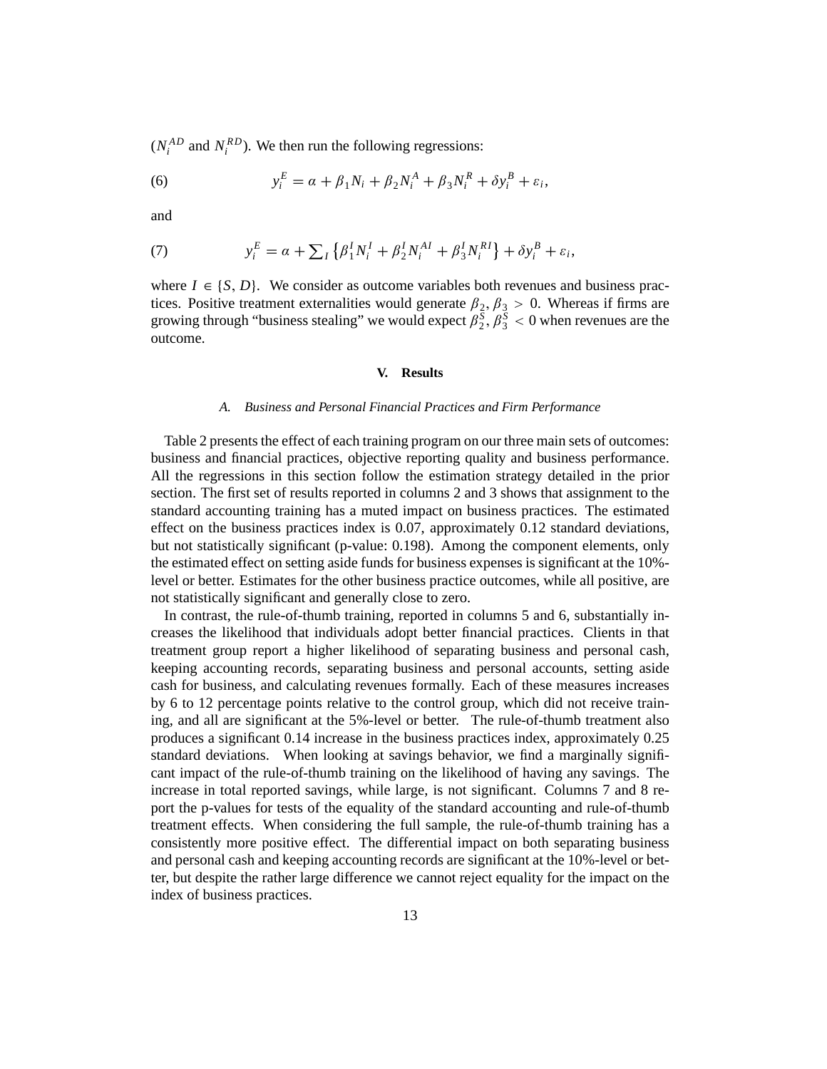($N_i^{AD}$ and $N_i^{RD}$). We then run the following regressions:

$$y_i^E = \alpha + \beta_1 N_i + \beta_2 N_i^A + \beta_3 N_i^R + \delta y_i^B + \varepsilon_i, \tag{6}$$

and

$$y_i^E = \alpha + \sum_I \left\{ \beta_1^I N_i^I + \beta_2^I N_i^{AI} + \beta_3^I N_i^{RI} \right\} + \delta y_i^B + \varepsilon_i, \tag{7}$$

where $I \in \{S, D\}$. We consider as outcome variables both revenues and business practices. Positive treatment externalities would generate $\beta_2, \beta_3 > 0$. Whereas if firms are growing through "business stealing" we would expect $\beta_2^S, \beta_3^S < 0$ when revenues are the outcome.

## V. Results

### A. Business and Personal Financial Practices and Firm Performance

Table 2 presents the effect of each training program on our three main sets of outcomes: business and financial practices, objective reporting quality and business performance. All the regressions in this section follow the estimation strategy detailed in the prior section. The first set of results reported in columns 2 and 3 shows that assignment to the standard accounting training has a muted impact on business practices. The estimated effect on the business practices index is 0.07, approximately 0.12 standard deviations, but not statistically significant (p-value: 0.198). Among the component elements, only the estimated effect on setting aside funds for business expenses is significant at the 10%-level or better. Estimates for the other business practice outcomes, while all positive, are not statistically significant and generally close to zero.

In contrast, the rule-of-thumb training, reported in columns 5 and 6, substantially increases the likelihood that individuals adopt better financial practices. Clients in that treatment group report a higher likelihood of separating business and personal cash, keeping accounting records, separating business and personal accounts, setting aside cash for business, and calculating revenues formally. Each of these measures increases by 6 to 12 percentage points relative to the control group, which did not receive training, and all are significant at the 5%-level or better. The rule-of-thumb treatment also produces a significant 0.14 increase in the business practices index, approximately 0.25 standard deviations. When looking at savings behavior, we find a marginally significant impact of the rule-of-thumb training on the likelihood of having any savings. The increase in total reported savings, while large, is not significant. Columns 7 and 8 report the p-values for tests of the equality of the standard accounting and rule-of-thumb treatment effects. When considering the full sample, the rule-of-thumb training has a consistently more positive effect. The differential impact on both separating business and personal cash and keeping accounting records are significant at the 10%-level or better, but despite the rather large difference we cannot reject equality for the impact on the index of business practices.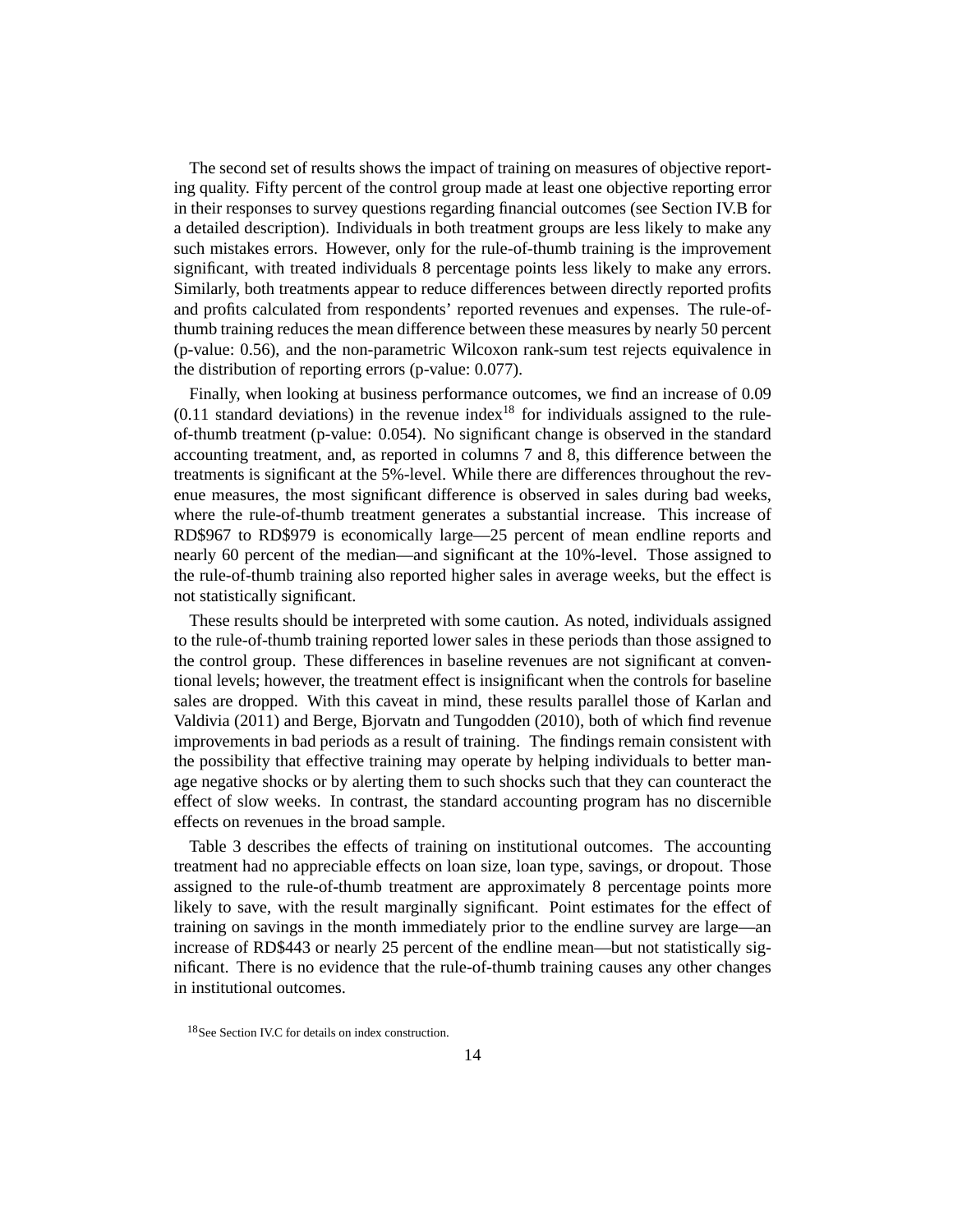The second set of results shows the impact of training on measures of objective reporting quality. Fifty percent of the control group made at least one objective reporting error in their responses to survey questions regarding financial outcomes (see Section IV.B for a detailed description). Individuals in both treatment groups are less likely to make any such mistakes errors. However, only for the rule-of-thumb training is the improvement significant, with treated individuals 8 percentage points less likely to make any errors. Similarly, both treatments appear to reduce differences between directly reported profits and profits calculated from respondents' reported revenues and expenses. The rule-of-thumb training reduces the mean difference between these measures by nearly 50 percent (p-value: 0.56), and the non-parametric Wilcoxon rank-sum test rejects equivalence in the distribution of reporting errors (p-value: 0.077).

Finally, when looking at business performance outcomes, we find an increase of 0.09 (0.11 standard deviations) in the revenue index[18] for individuals assigned to the rule-of-thumb treatment (p-value: 0.054). No significant change is observed in the standard accounting treatment, and, as reported in columns 7 and 8, this difference between the treatments is significant at the 5%-level. While there are differences throughout the revenue measures, the most significant difference is observed in sales during bad weeks, where the rule-of-thumb treatment generates a substantial increase. This increase of RD$967 to RD$979 is economically large—25 percent of mean endline reports and nearly 60 percent of the median—and significant at the 10%-level. Those assigned to the rule-of-thumb training also reported higher sales in average weeks, but the effect is not statistically significant.

These results should be interpreted with some caution. As noted, individuals assigned to the rule-of-thumb training reported lower sales in these periods than those assigned to the control group. These differences in baseline revenues are not significant at conventional levels; however, the treatment effect is insignificant when the controls for baseline sales are dropped. With this caveat in mind, these results parallel those of Karlan and Valdivia (2011) and Berge, Bjorvatn and Tungodden (2010), both of which find revenue improvements in bad periods as a result of training. The findings remain consistent with the possibility that effective training may operate by helping individuals to better manage negative shocks or by alerting them to such shocks such that they can counteract the effect of slow weeks. In contrast, the standard accounting program has no discernible effects on revenues in the broad sample.

Table 3 describes the effects of training on institutional outcomes. The accounting treatment had no appreciable effects on loan size, loan type, savings, or dropout. Those assigned to the rule-of-thumb treatment are approximately 8 percentage points more likely to save, with the result marginally significant. Point estimates for the effect of training on savings in the month immediately prior to the endline survey are large—an increase of RD$443 or nearly 25 percent of the endline mean—but not statistically significant. There is no evidence that the rule-of-thumb training causes any other changes in institutional outcomes.

[18] See Section IV.C for details on index construction.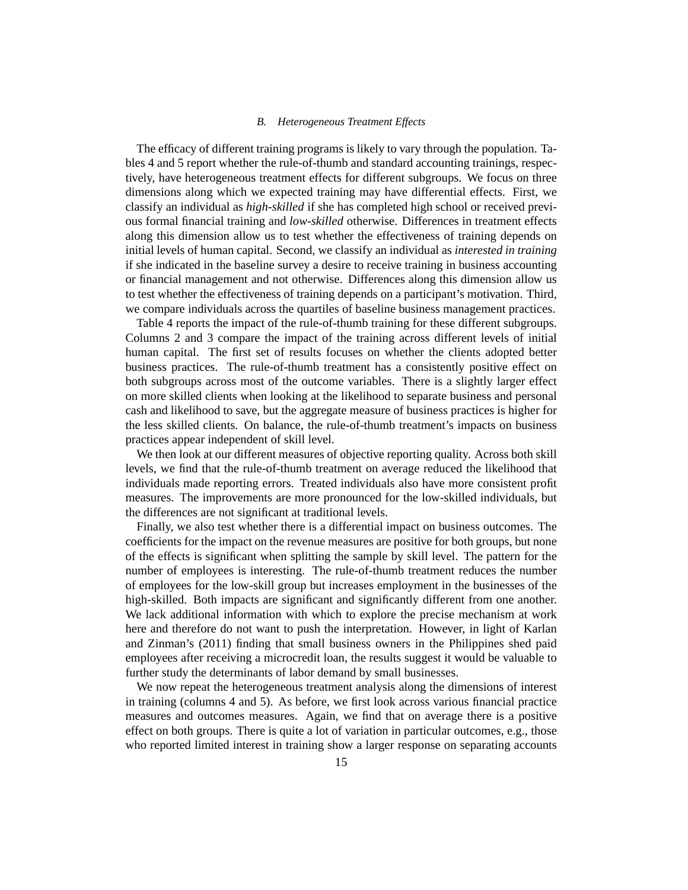### B. Heterogeneous Treatment Effects

The efficacy of different training programs is likely to vary through the population. Tables 4 and 5 report whether the rule-of-thumb and standard accounting trainings, respectively, have heterogeneous treatment effects for different subgroups. We focus on three dimensions along which we expected training may have differential effects. First, we classify an individual as *high-skilled* if she has completed high school or received previous formal financial training and *low-skilled* otherwise. Differences in treatment effects along this dimension allow us to test whether the effectiveness of training depends on initial levels of human capital. Second, we classify an individual as *interested in training* if she indicated in the baseline survey a desire to receive training in business accounting or financial management and not otherwise. Differences along this dimension allow us to test whether the effectiveness of training depends on a participant's motivation. Third, we compare individuals across the quartiles of baseline business management practices.

Table 4 reports the impact of the rule-of-thumb training for these different subgroups. Columns 2 and 3 compare the impact of the training across different levels of initial human capital. The first set of results focuses on whether the clients adopted better business practices. The rule-of-thumb treatment has a consistently positive effect on both subgroups across most of the outcome variables. There is a slightly larger effect on more skilled clients when looking at the likelihood to separate business and personal cash and likelihood to save, but the aggregate measure of business practices is higher for the less skilled clients. On balance, the rule-of-thumb treatment's impacts on business practices appear independent of skill level.

We then look at our different measures of objective reporting quality. Across both skill levels, we find that the rule-of-thumb treatment on average reduced the likelihood that individuals made reporting errors. Treated individuals also have more consistent profit measures. The improvements are more pronounced for the low-skilled individuals, but the differences are not significant at traditional levels.

Finally, we also test whether there is a differential impact on business outcomes. The coefficients for the impact on the revenue measures are positive for both groups, but none of the effects is significant when splitting the sample by skill level. The pattern for the number of employees is interesting. The rule-of-thumb treatment reduces the number of employees for the low-skill group but increases employment in the businesses of the high-skilled. Both impacts are significant and significantly different from one another. We lack additional information with which to explore the precise mechanism at work here and therefore do not want to push the interpretation. However, in light of Karlan and Zinman's (2011) finding that small business owners in the Philippines shed paid employees after receiving a microcredit loan, the results suggest it would be valuable to further study the determinants of labor demand by small businesses.

We now repeat the heterogeneous treatment analysis along the dimensions of interest in training (columns 4 and 5). As before, we first look across various financial practice measures and outcomes measures. Again, we find that on average there is a positive effect on both groups. There is quite a lot of variation in particular outcomes, e.g., those who reported limited interest in training show a larger response on separating accounts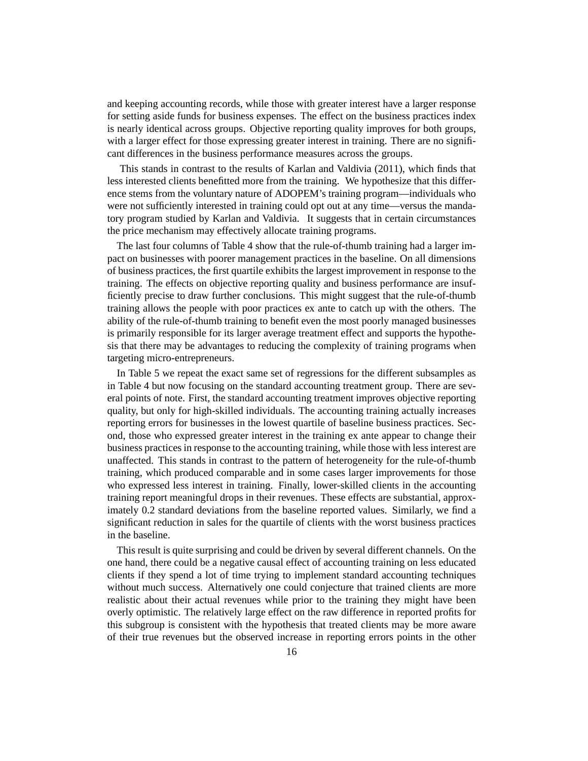and keeping accounting records, while those with greater interest have a larger response for setting aside funds for business expenses. The effect on the business practices index is nearly identical across groups. Objective reporting quality improves for both groups, with a larger effect for those expressing greater interest in training. There are no significant differences in the business performance measures across the groups.

This stands in contrast to the results of Karlan and Valdivia (2011), which finds that less interested clients benefitted more from the training. We hypothesize that this difference stems from the voluntary nature of ADOPEM's training program—individuals who were not sufficiently interested in training could opt out at any time—versus the mandatory program studied by Karlan and Valdivia. It suggests that in certain circumstances the price mechanism may effectively allocate training programs.

The last four columns of Table 4 show that the rule-of-thumb training had a larger impact on businesses with poorer management practices in the baseline. On all dimensions of business practices, the first quartile exhibits the largest improvement in response to the training. The effects on objective reporting quality and business performance are insufficiently precise to draw further conclusions. This might suggest that the rule-of-thumb training allows the people with poor practices ex ante to catch up with the others. The ability of the rule-of-thumb training to benefit even the most poorly managed businesses is primarily responsible for its larger average treatment effect and supports the hypothesis that there may be advantages to reducing the complexity of training programs when targeting micro-entrepreneurs.

In Table 5 we repeat the exact same set of regressions for the different subsamples as in Table 4 but now focusing on the standard accounting treatment group. There are several points of note. First, the standard accounting treatment improves objective reporting quality, but only for high-skilled individuals. The accounting training actually increases reporting errors for businesses in the lowest quartile of baseline business practices. Second, those who expressed greater interest in the training ex ante appear to change their business practices in response to the accounting training, while those with less interest are unaffected. This stands in contrast to the pattern of heterogeneity for the rule-of-thumb training, which produced comparable and in some cases larger improvements for those who expressed less interest in training. Finally, lower-skilled clients in the accounting training report meaningful drops in their revenues. These effects are substantial, approximately 0.2 standard deviations from the baseline reported values. Similarly, we find a significant reduction in sales for the quartile of clients with the worst business practices in the baseline.

This result is quite surprising and could be driven by several different channels. On the one hand, there could be a negative causal effect of accounting training on less educated clients if they spend a lot of time trying to implement standard accounting techniques without much success. Alternatively one could conjecture that trained clients are more realistic about their actual revenues while prior to the training they might have been overly optimistic. The relatively large effect on the raw difference in reported profits for this subgroup is consistent with the hypothesis that treated clients may be more aware of their true revenues but the observed increase in reporting errors points in the other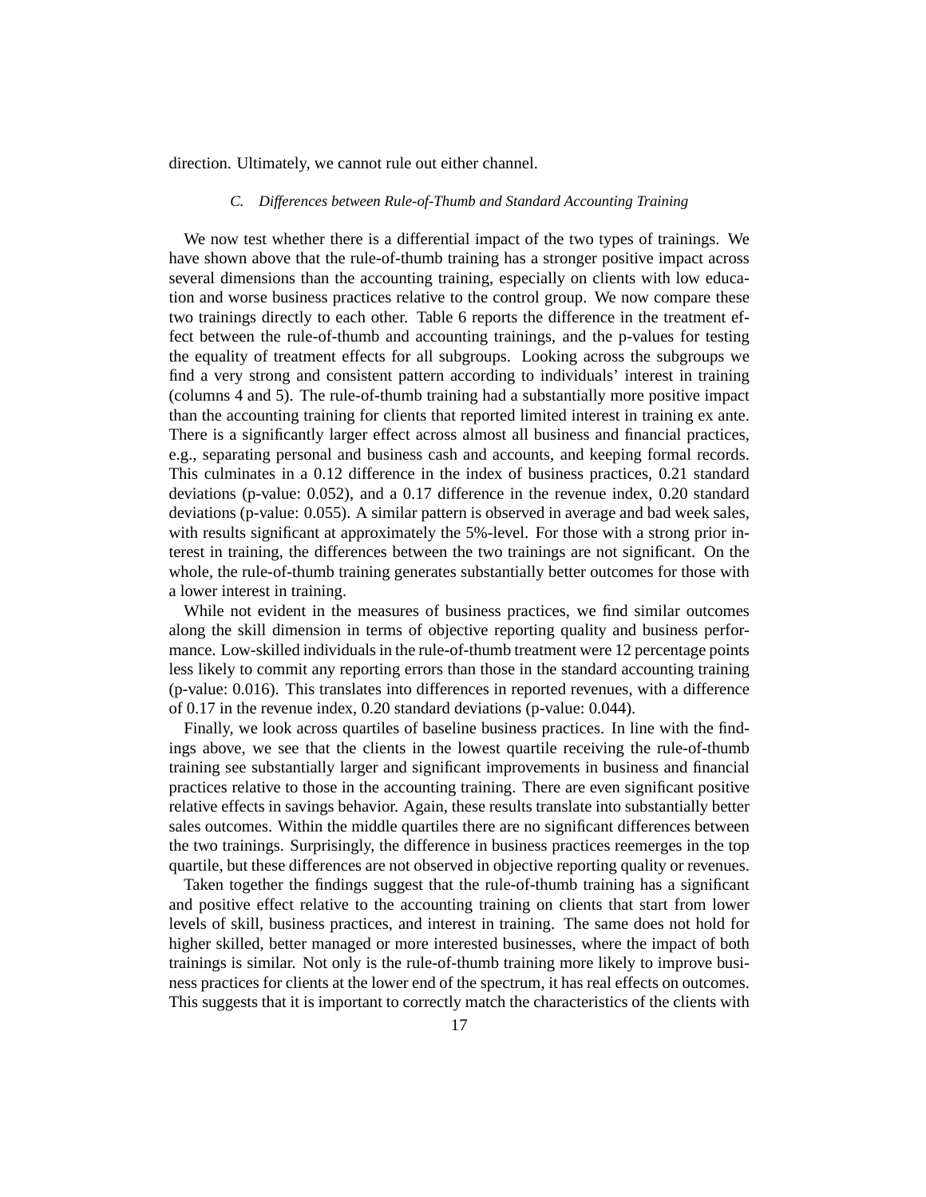direction. Ultimately, we cannot rule out either channel.

### *C. Differences between Rule-of-Thumb and Standard Accounting Training*

We now test whether there is a differential impact of the two types of trainings. We have shown above that the rule-of-thumb training has a stronger positive impact across several dimensions than the accounting training, especially on clients with low education and worse business practices relative to the control group. We now compare these two trainings directly to each other. Table 6 reports the difference in the treatment effect between the rule-of-thumb and accounting trainings, and the p-values for testing the equality of treatment effects for all subgroups. Looking across the subgroups we find a very strong and consistent pattern according to individuals' interest in training (columns 4 and 5). The rule-of-thumb training had a substantially more positive impact than the accounting training for clients that reported limited interest in training ex ante. There is a significantly larger effect across almost all business and financial practices, e.g., separating personal and business cash and accounts, and keeping formal records. This culminates in a 0.12 difference in the index of business practices, 0.21 standard deviations (p-value: 0.052), and a 0.17 difference in the revenue index, 0.20 standard deviations (p-value: 0.055). A similar pattern is observed in average and bad week sales, with results significant at approximately the 5%-level. For those with a strong prior interest in training, the differences between the two trainings are not significant. On the whole, the rule-of-thumb training generates substantially better outcomes for those with a lower interest in training.

While not evident in the measures of business practices, we find similar outcomes along the skill dimension in terms of objective reporting quality and business performance. Low-skilled individuals in the rule-of-thumb treatment were 12 percentage points less likely to commit any reporting errors than those in the standard accounting training (p-value: 0.016). This translates into differences in reported revenues, with a difference of 0.17 in the revenue index, 0.20 standard deviations (p-value: 0.044).

Finally, we look across quartiles of baseline business practices. In line with the findings above, we see that the clients in the lowest quartile receiving the rule-of-thumb training see substantially larger and significant improvements in business and financial practices relative to those in the accounting training. There are even significant positive relative effects in savings behavior. Again, these results translate into substantially better sales outcomes. Within the middle quartiles there are no significant differences between the two trainings. Surprisingly, the difference in business practices reemerges in the top quartile, but these differences are not observed in objective reporting quality or revenues.

Taken together the findings suggest that the rule-of-thumb training has a significant and positive effect relative to the accounting training on clients that start from lower levels of skill, business practices, and interest in training. The same does not hold for higher skilled, better managed or more interested businesses, where the impact of both trainings is similar. Not only is the rule-of-thumb training more likely to improve business practices for clients at the lower end of the spectrum, it has real effects on outcomes. This suggests that it is important to correctly match the characteristics of the clients with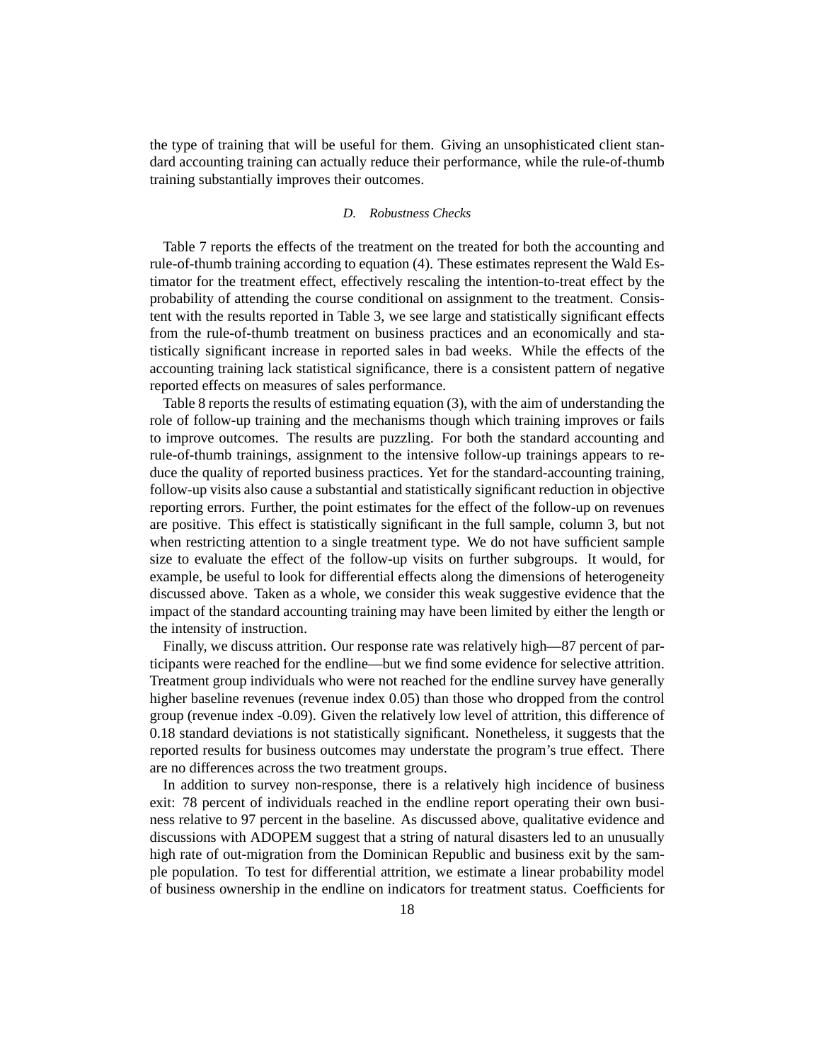the type of training that will be useful for them. Giving an unsophisticated client standard accounting training can actually reduce their performance, while the rule-of-thumb training substantially improves their outcomes.

### *D. Robustness Checks*

Table 7 reports the effects of the treatment on the treated for both the accounting and rule-of-thumb training according to equation (4). These estimates represent the Wald Estimator for the treatment effect, effectively rescaling the intention-to-treat effect by the probability of attending the course conditional on assignment to the treatment. Consistent with the results reported in Table 3, we see large and statistically significant effects from the rule-of-thumb treatment on business practices and an economically and statistically significant increase in reported sales in bad weeks. While the effects of the accounting training lack statistical significance, there is a consistent pattern of negative reported effects on measures of sales performance.

Table 8 reports the results of estimating equation (3), with the aim of understanding the role of follow-up training and the mechanisms though which training improves or fails to improve outcomes. The results are puzzling. For both the standard accounting and rule-of-thumb trainings, assignment to the intensive follow-up trainings appears to reduce the quality of reported business practices. Yet for the standard-accounting training, follow-up visits also cause a substantial and statistically significant reduction in objective reporting errors. Further, the point estimates for the effect of the follow-up on revenues are positive. This effect is statistically significant in the full sample, column 3, but not when restricting attention to a single treatment type. We do not have sufficient sample size to evaluate the effect of the follow-up visits on further subgroups. It would, for example, be useful to look for differential effects along the dimensions of heterogeneity discussed above. Taken as a whole, we consider this weak suggestive evidence that the impact of the standard accounting training may have been limited by either the length or the intensity of instruction.

Finally, we discuss attrition. Our response rate was relatively high—87 percent of participants were reached for the endline—but we find some evidence for selective attrition. Treatment group individuals who were not reached for the endline survey have generally higher baseline revenues (revenue index 0.05) than those who dropped from the control group (revenue index -0.09). Given the relatively low level of attrition, this difference of 0.18 standard deviations is not statistically significant. Nonetheless, it suggests that the reported results for business outcomes may understate the program's true effect. There are no differences across the two treatment groups.

In addition to survey non-response, there is a relatively high incidence of business exit: 78 percent of individuals reached in the endline report operating their own business relative to 97 percent in the baseline. As discussed above, qualitative evidence and discussions with ADOPEM suggest that a string of natural disasters led to an unusually high rate of out-migration from the Dominican Republic and business exit by the sample population. To test for differential attrition, we estimate a linear probability model of business ownership in the endline on indicators for treatment status. Coefficients for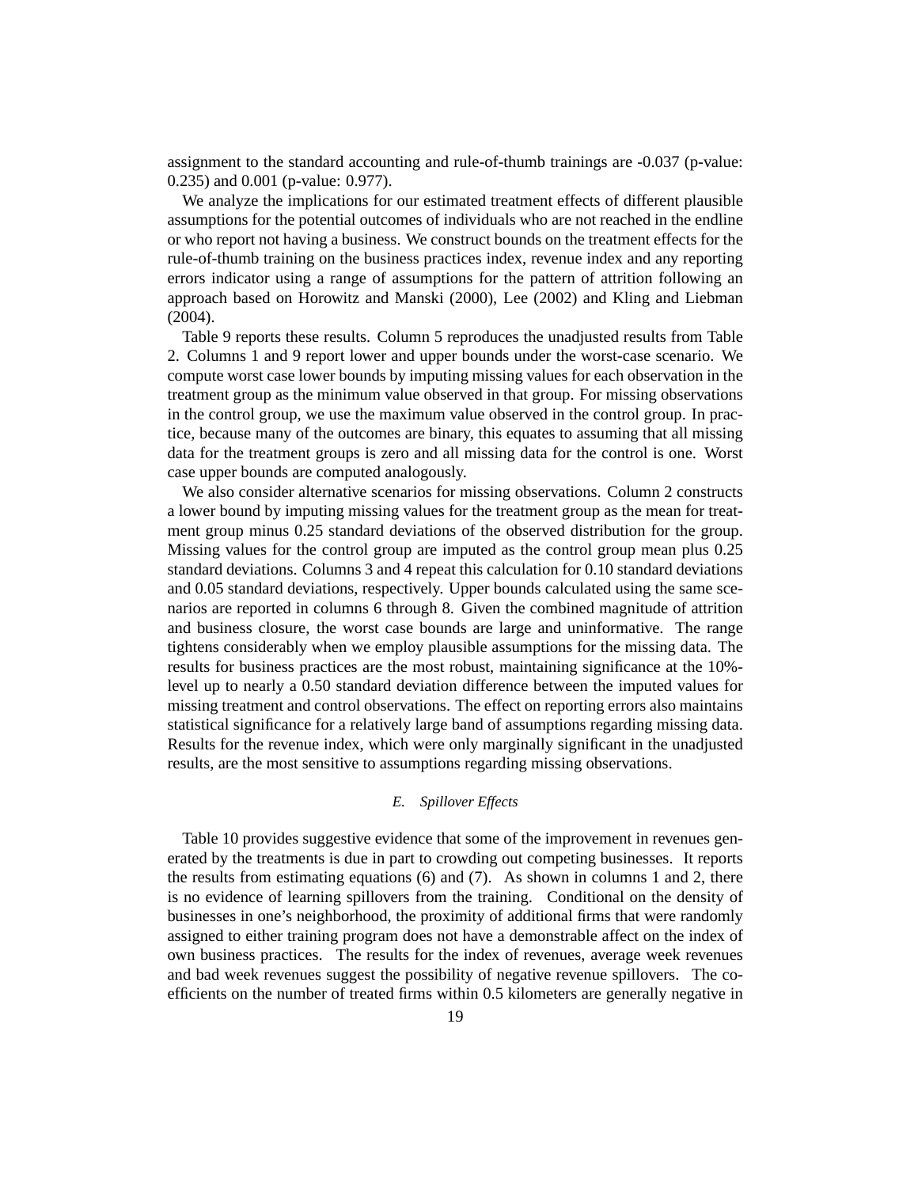assignment to the standard accounting and rule-of-thumb trainings are -0.037 (p-value: 0.235) and 0.001 (p-value: 0.977).

We analyze the implications for our estimated treatment effects of different plausible assumptions for the potential outcomes of individuals who are not reached in the endline or who report not having a business. We construct bounds on the treatment effects for the rule-of-thumb training on the business practices index, revenue index and any reporting errors indicator using a range of assumptions for the pattern of attrition following an approach based on Horowitz and Manski (2000), Lee (2002) and Kling and Liebman (2004).

Table 9 reports these results. Column 5 reproduces the unadjusted results from Table 2. Columns 1 and 9 report lower and upper bounds under the worst-case scenario. We compute worst case lower bounds by imputing missing values for each observation in the treatment group as the minimum value observed in that group. For missing observations in the control group, we use the maximum value observed in the control group. In practice, because many of the outcomes are binary, this equates to assuming that all missing data for the treatment groups is zero and all missing data for the control is one. Worst case upper bounds are computed analogously.

We also consider alternative scenarios for missing observations. Column 2 constructs a lower bound by imputing missing values for the treatment group as the mean for treatment group minus 0.25 standard deviations of the observed distribution for the group. Missing values for the control group are imputed as the control group mean plus 0.25 standard deviations. Columns 3 and 4 repeat this calculation for 0.10 standard deviations and 0.05 standard deviations, respectively. Upper bounds calculated using the same scenarios are reported in columns 6 through 8. Given the combined magnitude of attrition and business closure, the worst case bounds are large and uninformative. The range tightens considerably when we employ plausible assumptions for the missing data. The results for business practices are the most robust, maintaining significance at the 10%-level up to nearly a 0.50 standard deviation difference between the imputed values for missing treatment and control observations. The effect on reporting errors also maintains statistical significance for a relatively large band of assumptions regarding missing data. Results for the revenue index, which were only marginally significant in the unadjusted results, are the most sensitive to assumptions regarding missing observations.

### *E. Spillover Effects*

Table 10 provides suggestive evidence that some of the improvement in revenues generated by the treatments is due in part to crowding out competing businesses. It reports the results from estimating equations (6) and (7). As shown in columns 1 and 2, there is no evidence of learning spillovers from the training. Conditional on the density of businesses in one's neighborhood, the proximity of additional firms that were randomly assigned to either training program does not have a demonstrable affect on the index of own business practices. The results for the index of revenues, average week revenues and bad week revenues suggest the possibility of negative revenue spillovers. The coefficients on the number of treated firms within 0.5 kilometers are generally negative in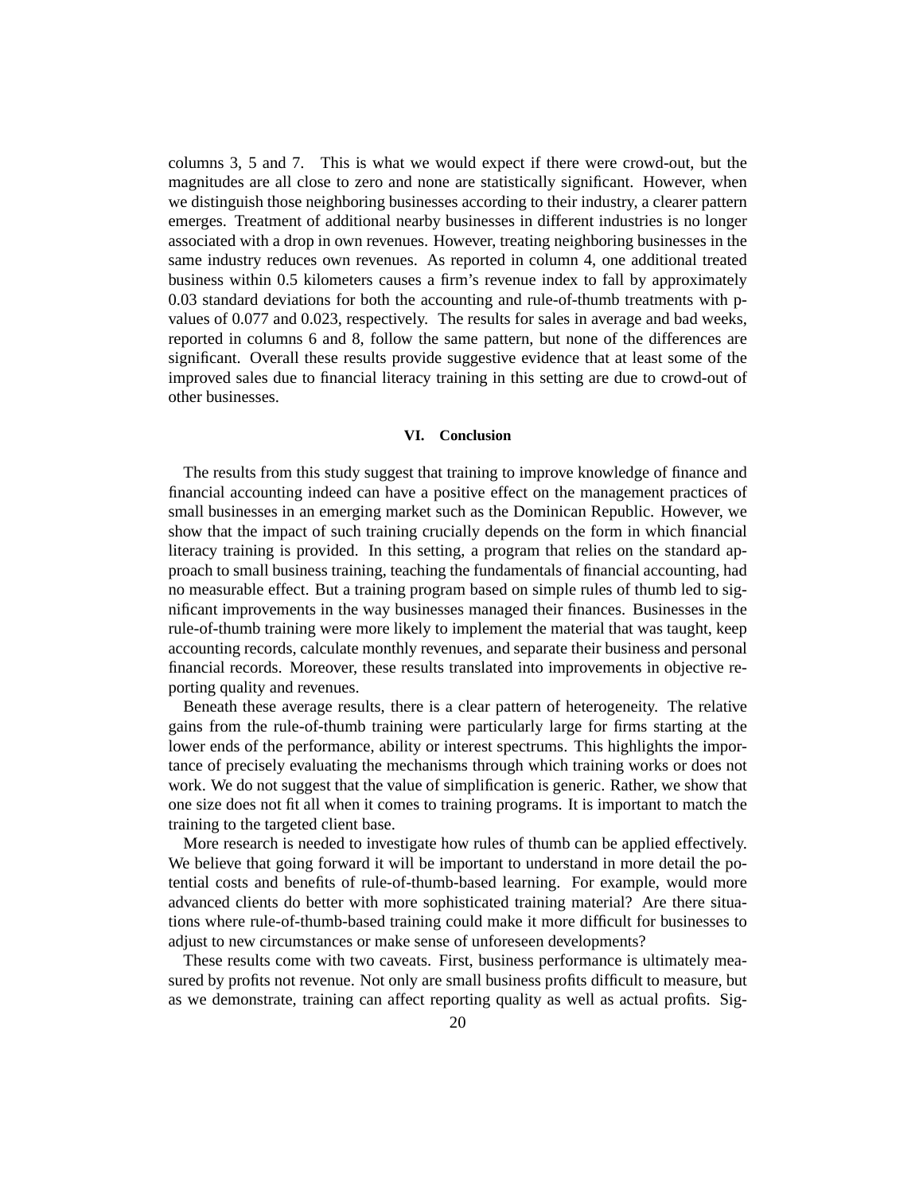columns 3, 5 and 7. This is what we would expect if there were crowd-out, but the magnitudes are all close to zero and none are statistically significant. However, when we distinguish those neighboring businesses according to their industry, a clearer pattern emerges. Treatment of additional nearby businesses in different industries is no longer associated with a drop in own revenues. However, treating neighboring businesses in the same industry reduces own revenues. As reported in column 4, one additional treated business within 0.5 kilometers causes a firm's revenue index to fall by approximately 0.03 standard deviations for both the accounting and rule-of-thumb treatments with p-values of 0.077 and 0.023, respectively. The results for sales in average and bad weeks, reported in columns 6 and 8, follow the same pattern, but none of the differences are significant. Overall these results provide suggestive evidence that at least some of the improved sales due to financial literacy training in this setting are due to crowd-out of other businesses.

## VI. Conclusion

The results from this study suggest that training to improve knowledge of finance and financial accounting indeed can have a positive effect on the management practices of small businesses in an emerging market such as the Dominican Republic. However, we show that the impact of such training crucially depends on the form in which financial literacy training is provided. In this setting, a program that relies on the standard approach to small business training, teaching the fundamentals of financial accounting, had no measurable effect. But a training program based on simple rules of thumb led to significant improvements in the way businesses managed their finances. Businesses in the rule-of-thumb training were more likely to implement the material that was taught, keep accounting records, calculate monthly revenues, and separate their business and personal financial records. Moreover, these results translated into improvements in objective reporting quality and revenues.

Beneath these average results, there is a clear pattern of heterogeneity. The relative gains from the rule-of-thumb training were particularly large for firms starting at the lower ends of the performance, ability or interest spectrums. This highlights the importance of precisely evaluating the mechanisms through which training works or does not work. We do not suggest that the value of simplification is generic. Rather, we show that one size does not fit all when it comes to training programs. It is important to match the training to the targeted client base.

More research is needed to investigate how rules of thumb can be applied effectively. We believe that going forward it will be important to understand in more detail the potential costs and benefits of rule-of-thumb-based learning. For example, would more advanced clients do better with more sophisticated training material? Are there situations where rule-of-thumb-based training could make it more difficult for businesses to adjust to new circumstances or make sense of unforeseen developments?

These results come with two caveats. First, business performance is ultimately measured by profits not revenue. Not only are small business profits difficult to measure, but as we demonstrate, training can affect reporting quality as well as actual profits. Sig-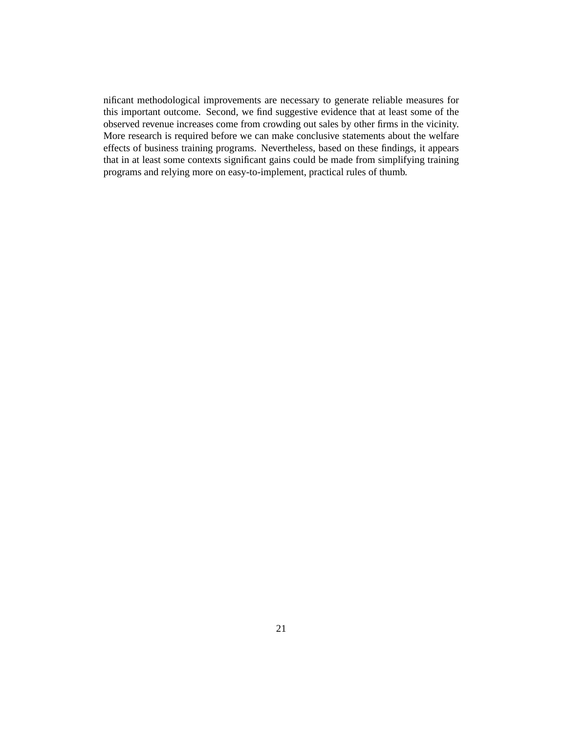nificant methodological improvements are necessary to generate reliable measures for this important outcome. Second, we find suggestive evidence that at least some of the observed revenue increases come from crowding out sales by other firms in the vicinity. More research is required before we can make conclusive statements about the welfare effects of business training programs. Nevertheless, based on these findings, it appears that in at least some contexts significant gains could be made from simplifying training programs and relying more on easy-to-implement, practical rules of thumb.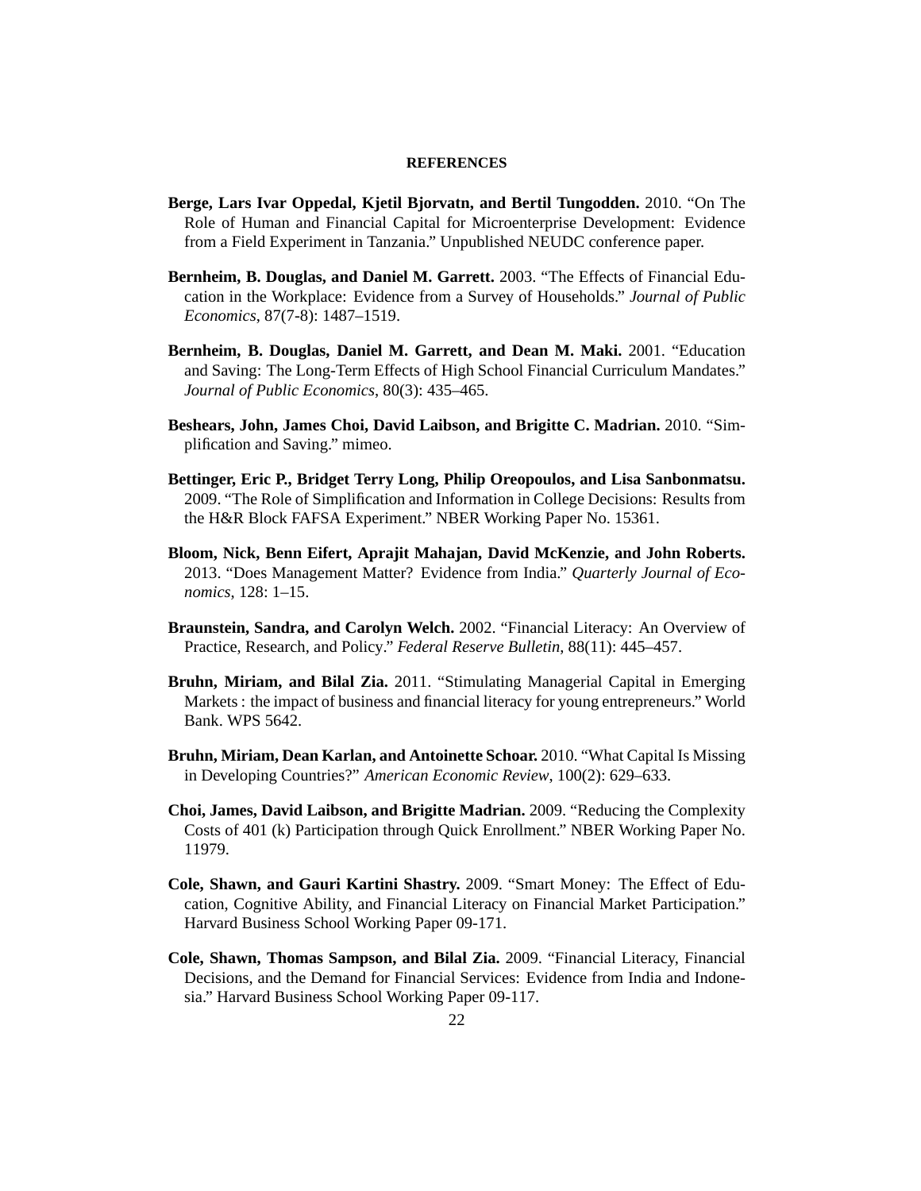# REFERENCES

**Berge, Lars Ivar Oppedal, Kjetil Bjorvatn, and Bertil Tungodden.** 2010. "On The Role of Human and Financial Capital for Microenterprise Development: Evidence from a Field Experiment in Tanzania." Unpublished NEUDC conference paper.

**Bernheim, B. Douglas, and Daniel M. Garrett.** 2003. "The Effects of Financial Education in the Workplace: Evidence from a Survey of Households." *Journal of Public Economics*, 87(7-8): 1487–1519.

**Bernheim, B. Douglas, Daniel M. Garrett, and Dean M. Maki.** 2001. "Education and Saving: The Long-Term Effects of High School Financial Curriculum Mandates." *Journal of Public Economics*, 80(3): 435–465.

**Beshears, John, James Choi, David Laibson, and Brigitte C. Madrian.** 2010. "Simplification and Saving." mimeo.

**Bettinger, Eric P., Bridget Terry Long, Philip Oreopoulos, and Lisa Sanbonmatsu.** 2009. "The Role of Simplification and Information in College Decisions: Results from the H&R Block FAFSA Experiment." NBER Working Paper No. 15361.

**Bloom, Nick, Benn Eifert, Aprajit Mahajan, David McKenzie, and John Roberts.** 2013. "Does Management Matter? Evidence from India." *Quarterly Journal of Economics*, 128: 1–15.

**Braunstein, Sandra, and Carolyn Welch.** 2002. "Financial Literacy: An Overview of Practice, Research, and Policy." *Federal Reserve Bulletin*, 88(11): 445–457.

**Bruhn, Miriam, and Bilal Zia.** 2011. "Stimulating Managerial Capital in Emerging Markets : the impact of business and financial literacy for young entrepreneurs." World Bank. WPS 5642.

**Bruhn, Miriam, Dean Karlan, and Antoinette Schoar.** 2010. "What Capital Is Missing in Developing Countries?" *American Economic Review*, 100(2): 629–633.

**Choi, James, David Laibson, and Brigitte Madrian.** 2009. "Reducing the Complexity Costs of 401 (k) Participation through Quick Enrollment." NBER Working Paper No. 11979.

**Cole, Shawn, and Gauri Kartini Shastry.** 2009. "Smart Money: The Effect of Education, Cognitive Ability, and Financial Literacy on Financial Market Participation." Harvard Business School Working Paper 09-171.

**Cole, Shawn, Thomas Sampson, and Bilal Zia.** 2009. "Financial Literacy, Financial Decisions, and the Demand for Financial Services: Evidence from India and Indonesia." Harvard Business School Working Paper 09-117.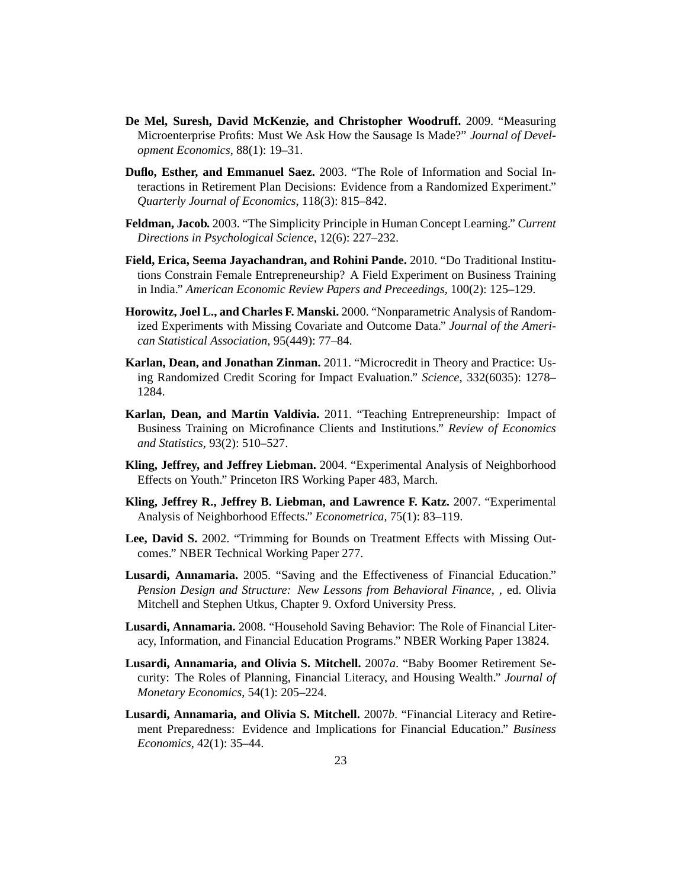**De Mel, Suresh, David McKenzie, and Christopher Woodruff.** 2009. "Measuring Microenterprise Profits: Must We Ask How the Sausage Is Made?" *Journal of Development Economics*, 88(1): 19–31.

**Duflo, Esther, and Emmanuel Saez.** 2003. "The Role of Information and Social Interactions in Retirement Plan Decisions: Evidence from a Randomized Experiment." *Quarterly Journal of Economics*, 118(3): 815–842.

**Feldman, Jacob.** 2003. "The Simplicity Principle in Human Concept Learning." *Current Directions in Psychological Science*, 12(6): 227–232.

**Field, Erica, Seema Jayachandran, and Rohini Pande.** 2010. "Do Traditional Institutions Constrain Female Entrepreneurship? A Field Experiment on Business Training in India." *American Economic Review Papers and Preceedings*, 100(2): 125–129.

**Horowitz, Joel L., and Charles F. Manski.** 2000. "Nonparametric Analysis of Randomized Experiments with Missing Covariate and Outcome Data." *Journal of the American Statistical Association*, 95(449): 77–84.

**Karlan, Dean, and Jonathan Zinman.** 2011. "Microcredit in Theory and Practice: Using Randomized Credit Scoring for Impact Evaluation." *Science*, 332(6035): 1278–1284.

**Karlan, Dean, and Martin Valdivia.** 2011. "Teaching Entrepreneurship: Impact of Business Training on Microfinance Clients and Institutions." *Review of Economics and Statistics*, 93(2): 510–527.

**Kling, Jeffrey, and Jeffrey Liebman.** 2004. "Experimental Analysis of Neighborhood Effects on Youth." Princeton IRS Working Paper 483, March.

**Kling, Jeffrey R., Jeffrey B. Liebman, and Lawrence F. Katz.** 2007. "Experimental Analysis of Neighborhood Effects." *Econometrica*, 75(1): 83–119.

**Lee, David S.** 2002. "Trimming for Bounds on Treatment Effects with Missing Outcomes." NBER Technical Working Paper 277.

**Lusardi, Annamaria.** 2005. "Saving and the Effectiveness of Financial Education." *Pension Design and Structure: New Lessons from Behavioral Finance*, , ed. Olivia Mitchell and Stephen Utkus, Chapter 9. Oxford University Press.

**Lusardi, Annamaria.** 2008. "Household Saving Behavior: The Role of Financial Literacy, Information, and Financial Education Programs." NBER Working Paper 13824.

**Lusardi, Annamaria, and Olivia S. Mitchell.** 2007*a*. "Baby Boomer Retirement Security: The Roles of Planning, Financial Literacy, and Housing Wealth." *Journal of Monetary Economics*, 54(1): 205–224.

**Lusardi, Annamaria, and Olivia S. Mitchell.** 2007*b*. "Financial Literacy and Retirement Preparedness: Evidence and Implications for Financial Education." *Business Economics*, 42(1): 35–44.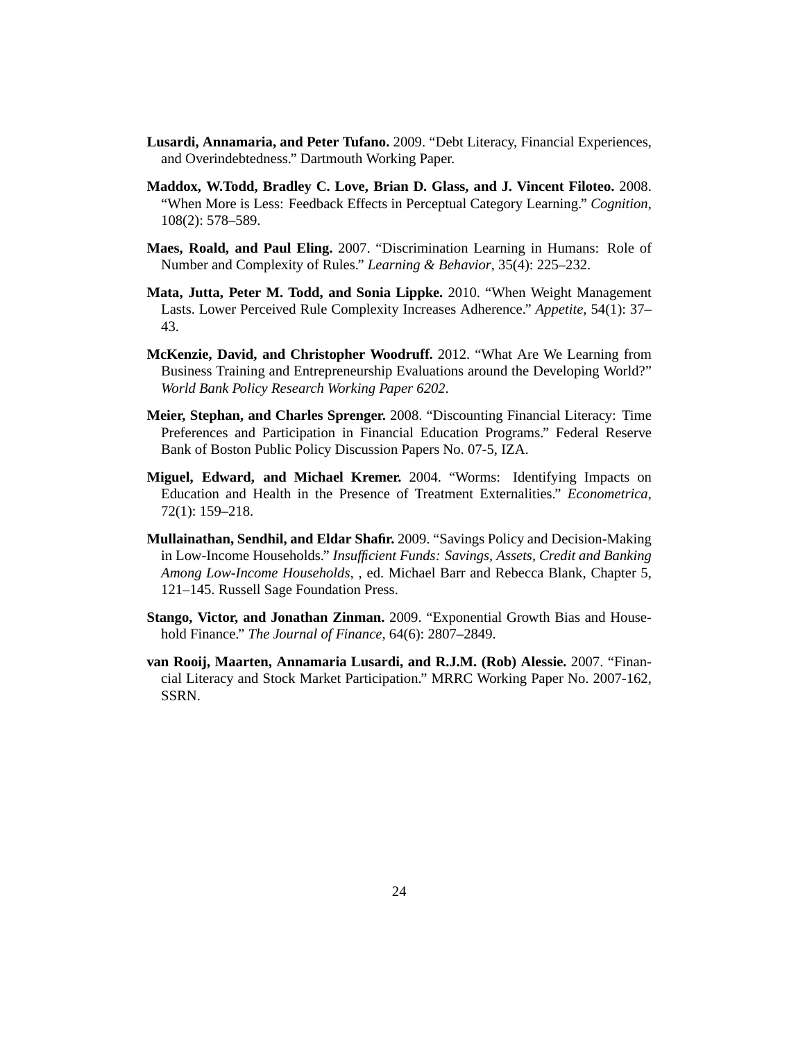**Lusardi, Annamaria, and Peter Tufano.** 2009. "Debt Literacy, Financial Experiences, and Overindebtedness." Dartmouth Working Paper.

**Maddox, W.Todd, Bradley C. Love, Brian D. Glass, and J. Vincent Filoteo.** 2008. "When More is Less: Feedback Effects in Perceptual Category Learning." *Cognition*, 108(2): 578–589.

**Maes, Roald, and Paul Eling.** 2007. "Discrimination Learning in Humans: Role of Number and Complexity of Rules." *Learning & Behavior*, 35(4): 225–232.

**Mata, Jutta, Peter M. Todd, and Sonia Lippke.** 2010. "When Weight Management Lasts. Lower Perceived Rule Complexity Increases Adherence." *Appetite*, 54(1): 37–43.

**McKenzie, David, and Christopher Woodruff.** 2012. "What Are We Learning from Business Training and Entrepreneurship Evaluations around the Developing World?" *World Bank Policy Research Working Paper 6202*.

**Meier, Stephan, and Charles Sprenger.** 2008. "Discounting Financial Literacy: Time Preferences and Participation in Financial Education Programs." Federal Reserve Bank of Boston Public Policy Discussion Papers No. 07-5, IZA.

**Miguel, Edward, and Michael Kremer.** 2004. "Worms: Identifying Impacts on Education and Health in the Presence of Treatment Externalities." *Econometrica*, 72(1): 159–218.

**Mullainathan, Sendhil, and Eldar Shafir.** 2009. "Savings Policy and Decision-Making in Low-Income Households." *Insufficient Funds: Savings, Assets, Credit and Banking Among Low-Income Households*, , ed. Michael Barr and Rebecca Blank, Chapter 5, 121–145. Russell Sage Foundation Press.

**Stango, Victor, and Jonathan Zinman.** 2009. "Exponential Growth Bias and Household Finance." *The Journal of Finance*, 64(6): 2807–2849.

**van Rooij, Maarten, Annamaria Lusardi, and R.J.M. (Rob) Alessie.** 2007. "Financial Literacy and Stock Market Participation." MRRC Working Paper No. 2007-162, SSRN.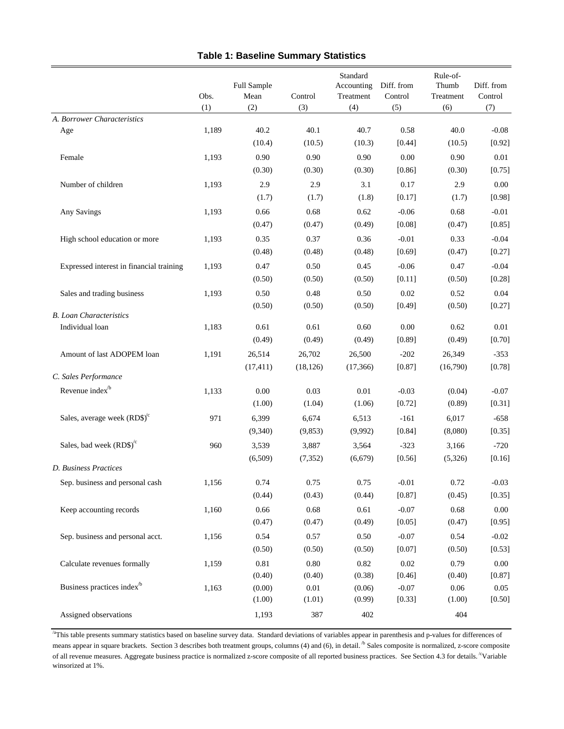**Table 1: Baseline Summary Statistics**

| | Obs. | Full Sample Mean | Control | Standard Accounting Treatment | Diff. from Control | Rule-of-Thumb Treatment | Diff. from Control |
|---|---|---|---|---|---|---|---|
| | (1) | (2) | (3) | (4) | (5) | (6) | (7) |
| *A. Borrower Characteristics* | | | | | | | |
| Age | 1,189 | 40.2 | 40.1 | 40.7 | 0.58 | 40.0 | -0.08 |
| | | (10.4) | (10.5) | (10.3) | [0.44] | (10.5) | [0.92] |
| Female | 1,193 | 0.90 | 0.90 | 0.90 | 0.00 | 0.90 | 0.01 |
| | | (0.30) | (0.30) | (0.30) | [0.86] | (0.30) | [0.75] |
| Number of children | 1,193 | 2.9 | 2.9 | 3.1 | 0.17 | 2.9 | 0.00 |
| | | (1.7) | (1.7) | (1.8) | [0.17] | (1.7) | [0.98] |
| Any Savings | 1,193 | 0.66 | 0.68 | 0.62 | -0.06 | 0.68 | -0.01 |
| | | (0.47) | (0.47) | (0.49) | [0.08] | (0.47) | [0.85] |
| High school education or more | 1,193 | 0.35 | 0.37 | 0.36 | -0.01 | 0.33 | -0.04 |
| | | (0.48) | (0.48) | (0.48) | [0.69] | (0.47) | [0.27] |
| Expressed interest in financial training | 1,193 | 0.47 | 0.50 | 0.45 | -0.06 | 0.47 | -0.04 |
| | | (0.50) | (0.50) | (0.50) | [0.11] | (0.50) | [0.28] |
| Sales and trading business | 1,193 | 0.50 | 0.48 | 0.50 | 0.02 | 0.52 | 0.04 |
| | | (0.50) | (0.50) | (0.50) | [0.49] | (0.50) | [0.27] |
| *B. Loan Characteristics* | | | | | | | |
| Individual loan | 1,183 | 0.61 | 0.61 | 0.60 | 0.00 | 0.62 | 0.01 |
| | | (0.49) | (0.49) | (0.49) | [0.89] | (0.49) | [0.70] |
| Amount of last ADOPEM loan | 1,191 | 26,514 | 26,702 | 26,500 | -202 | 26,349 | -353 |
| | | (17,411) | (18,126) | (17,366) | [0.87] | (16,790) | [0.78] |
| *C. Sales Performance* | | | | | | | |
| Revenue index[b] | 1,133 | 0.00 | 0.03 | 0.01 | -0.03 | (0.04) | -0.07 |
| | | (1.00) | (1.04) | (1.06) | [0.72] | (0.89) | [0.31] |
| Sales, average week (RD$)[c] | 971 | 6,399 | 6,674 | 6,513 | -161 | 6,017 | -658 |
| | | (9,340) | (9,853) | (9,992) | [0.84] | (8,080) | [0.35] |
| Sales, bad week (RD$)[c] | 960 | 3,539 | 3,887 | 3,564 | -323 | 3,166 | -720 |
| | | (6,509) | (7,352) | (6,679) | [0.56] | (5,326) | [0.16] |
| *D. Business Practices* | | | | | | | |
| Sep. business and personal cash | 1,156 | 0.74 | 0.75 | 0.75 | -0.01 | 0.72 | -0.03 |
| | | (0.44) | (0.43) | (0.44) | [0.87] | (0.45) | [0.35] |
| Keep accounting records | 1,160 | 0.66 | 0.68 | 0.61 | -0.07 | 0.68 | 0.00 |
| | | (0.47) | (0.47) | (0.49) | [0.05] | (0.47) | [0.95] |
| Sep. business and personal acct. | 1,156 | 0.54 | 0.57 | 0.50 | -0.07 | 0.54 | -0.02 |
| | | (0.50) | (0.50) | (0.50) | [0.07] | (0.50) | [0.53] |
| Calculate revenues formally | 1,159 | 0.81 | 0.80 | 0.82 | 0.02 | 0.79 | 0.00 |
| | | (0.40) | (0.40) | (0.38) | [0.46] | (0.40) | [0.87] |
| Business practices index[b] | 1,163 | (0.00) | 0.01 | (0.06) | -0.07 | 0.06 | 0.05 |
| | | (1.00) | (1.01) | (0.99) | [0.33] | (1.00) | [0.50] |
| Assigned observations | | 1,193 | 387 | 402 | | 404 | |

[a] This table presents summary statistics based on baseline survey data. Standard deviations of variables appear in parenthesis and p-values for differences of means appear in square brackets. Section 3 describes both treatment groups, columns (4) and (6), in detail. [b] Sales composite is normalized, z-score composite of all revenue measures. Aggregate business practice is normalized z-score composite of all reported business practices. See Section 4.3 for details. [c] Variable winsorized at 1%.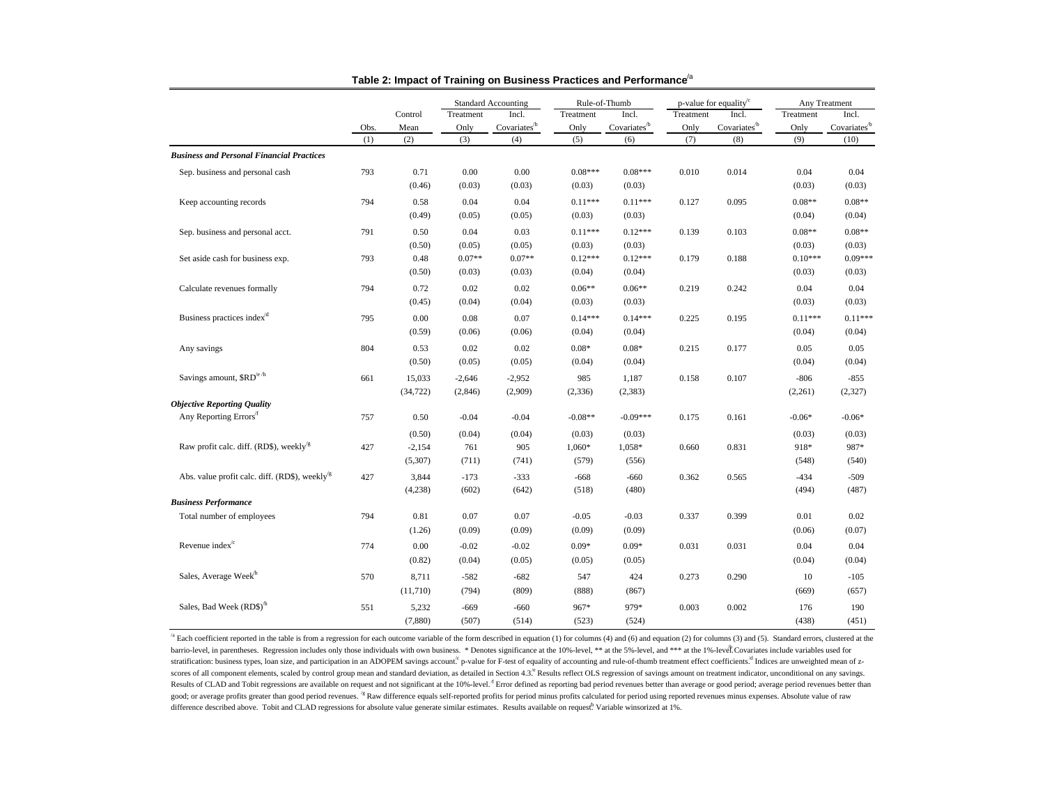### Table 2: Impact of Training on Business Practices and Performance[/a]

| | Obs. | Control Mean | Standard Accounting | | Rule-of-Thumb | | p-value for equality[/c] | | Any Treatment | |
|---|---|---|---|---|---|---|---|---|---|---|
| | | | Treatment Only | Incl. Covariates[/b] | Treatment Only | Incl. Covariates[/b] | Treatment Only | Incl. Covariates[/b] | Treatment Only | Incl. Covariates[/b] |
| | (1) | (2) | (3) | (4) | (5) | (6) | (7) | (8) | (9) | (10) |
| ***Business and Personal Financial Practices*** | | | | | | | | | | |
| Sep. business and personal cash | 793 | 0.71 | 0.00 | 0.00 | 0.08*** | 0.08*** | 0.010 | 0.014 | 0.04 | 0.04 |
| | | (0.46) | (0.03) | (0.03) | (0.03) | (0.03) | | | (0.03) | (0.03) |
| Keep accounting records | 794 | 0.58 | 0.04 | 0.04 | 0.11*** | 0.11*** | 0.127 | 0.095 | 0.08** | 0.08** |
| | | (0.49) | (0.05) | (0.05) | (0.03) | (0.03) | | | (0.04) | (0.04) |
| Sep. business and personal acct. | 791 | 0.50 | 0.04 | 0.03 | 0.11*** | 0.12*** | 0.139 | 0.103 | 0.08** | 0.08** |
| | | (0.50) | (0.05) | (0.05) | (0.03) | (0.03) | | | (0.03) | (0.03) |
| Set aside cash for business exp. | 793 | 0.48 | 0.07** | 0.07** | 0.12*** | 0.12*** | 0.179 | 0.188 | 0.10*** | 0.09*** |
| | | (0.50) | (0.03) | (0.03) | (0.04) | (0.04) | | | (0.03) | (0.03) |
| Calculate revenues formally | 794 | 0.72 | 0.02 | 0.02 | 0.06** | 0.06** | 0.219 | 0.242 | 0.04 | 0.04 |
| | | (0.45) | (0.04) | (0.04) | (0.03) | (0.03) | | | (0.03) | (0.03) |
| Business practices index[/d] | 795 | 0.00 | 0.08 | 0.07 | 0.14*** | 0.14*** | 0.225 | 0.195 | 0.11*** | 0.11*** |
| | | (0.59) | (0.06) | (0.06) | (0.04) | (0.04) | | | (0.04) | (0.04) |
| Any savings | 804 | 0.53 | 0.02 | 0.02 | 0.08* | 0.08* | 0.215 | 0.177 | 0.05 | 0.05 |
| | | (0.50) | (0.05) | (0.05) | (0.04) | (0.04) | | | (0.04) | (0.04) |
| Savings amount, $RD[/e /h] | 661 | 15,033 | -2,646 | -2,952 | 985 | 1,187 | 0.158 | 0.107 | -806 | -855 |
| | | (34,722) | (2,846) | (2,909) | (2,336) | (2,383) | | | (2,261) | (2,327) |
| ***Objective Reporting Quality*** | | | | | | | | | | |
| Any Reporting Errors[/f] | 757 | 0.50 | -0.04 | -0.04 | -0.08** | -0.09*** | 0.175 | 0.161 | -0.06* | -0.06* |
| | | (0.50) | (0.04) | (0.04) | (0.03) | (0.03) | | | (0.03) | (0.03) |
| Raw profit calc. diff. (RD$), weekly[/g] | 427 | -2,154 | 761 | 905 | 1,060* | 1,058* | 0.660 | 0.831 | 918* | 987* |
| | | (5,307) | (711) | (741) | (579) | (556) | | | (548) | (540) |
| Abs. value profit calc. diff. (RD$), weekly[/g] | 427 | 3,844 | -173 | -333 | -668 | -660 | 0.362 | 0.565 | -434 | -509 |
| | | (4,238) | (602) | (642) | (518) | (480) | | | (494) | (487) |
| ***Business Performance*** | | | | | | | | | | |
| Total number of employees | 794 | 0.81 | 0.07 | 0.07 | -0.05 | -0.03 | 0.337 | 0.399 | 0.01 | 0.02 |
| | | (1.26) | (0.09) | (0.09) | (0.09) | (0.09) | | | (0.06) | (0.07) |
| Revenue index[/c] | 774 | 0.00 | -0.02 | -0.02 | 0.09* | 0.09* | 0.031 | 0.031 | 0.04 | 0.04 |
| | | (0.82) | (0.04) | (0.05) | (0.05) | (0.05) | | | (0.04) | (0.04) |
| Sales, Average Week[/h] | 570 | 8,711 | -582 | -682 | 547 | 424 | 0.273 | 0.290 | 10 | -105 |
| | | (11,710) | (794) | (809) | (888) | (867) | | | (669) | (657) |
| Sales, Bad Week (RD$)[/h] | 551 | 5,232 | -669 | -660 | 967* | 979* | 0.003 | 0.002 | 176 | 190 |
| | | (7,880) | (507) | (514) | (523) | (524) | | | (438) | (451) |

[/a] Each coefficient reported in the table is from a regression for each outcome variable of the form described in equation (1) for columns (4) and (6) and equation (2) for columns (3) and (5). Standard errors, clustered at the barrio-level, in parentheses. Regression includes only those individuals with own business. * Denotes significance at the 10%-level, ** at the 5%-level, and *** at the 1%-level.[/b] Covariates include variables used for stratification: business types, loan size, and participation in an ADOPEM savings account.[/c] p-value for F-test of equality of accounting and rule-of-thumb treatment effect coefficients.[/d] Indices are unweighted mean of z-scores of all component elements, scaled by control group mean and standard deviation, as detailed in Section 4.3.[/e] Results reflect OLS regression of savings amount on treatment indicator, unconditional on any savings. Results of CLAD and Tobit regressions are available on request and not significant at the 10%-level.[/f] Error defined as reporting bad period revenues better than average or good period; average period revenues better than good; or average profits greater than good period revenues. [/g] Raw difference equals self-reported profits for period minus profits calculated for period using reported revenues minus expenses. Absolute value of raw difference described above. Tobit and CLAD regressions for absolute value generate similar estimates. Results available on request.[/h] Variable winsorized at 1%.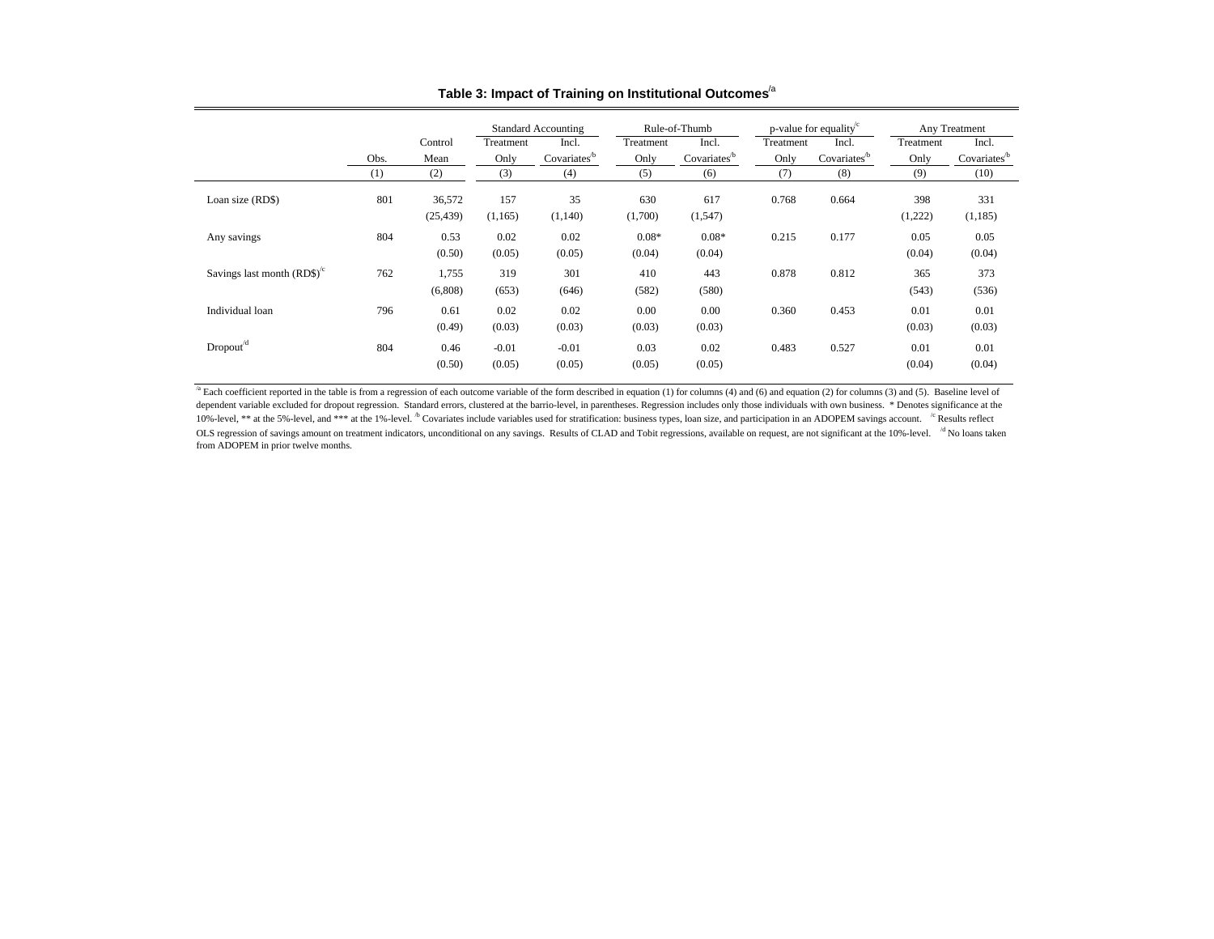**Table 3: Impact of Training on Institutional Outcomes[a]**

| | | | Standard Accounting | | Rule-of-Thumb | | p-value for equality[c] | | Any Treatment | |
|---|---|---|---|---|---|---|---|---|---|---|
| | Obs. | Control Mean | Treatment Only | Incl. Covariates[b] | Treatment Only | Incl. Covariates[b] | Treatment Only | Incl. Covariates[b] | Treatment Only | Incl. Covariates[b] |
| | (1) | (2) | (3) | (4) | (5) | (6) | (7) | (8) | (9) | (10) |
| Loan size (RD$) | 801 | 36,572 | 157 | 35 | 630 | 617 | 0.768 | 0.664 | 398 | 331 |
| | | (25,439) | (1,165) | (1,140) | (1,700) | (1,547) | | | (1,222) | (1,185) |
| Any savings | 804 | 0.53 | 0.02 | 0.02 | 0.08* | 0.08* | 0.215 | 0.177 | 0.05 | 0.05 |
| | | (0.50) | (0.05) | (0.05) | (0.04) | (0.04) | | | (0.04) | (0.04) |
| Savings last month (RD$)[c] | 762 | 1,755 | 319 | 301 | 410 | 443 | 0.878 | 0.812 | 365 | 373 |
| | | (6,808) | (653) | (646) | (582) | (580) | | | (543) | (536) |
| Individual loan | 796 | 0.61 | 0.02 | 0.02 | 0.00 | 0.00 | 0.360 | 0.453 | 0.01 | 0.01 |
| | | (0.49) | (0.03) | (0.03) | (0.03) | (0.03) | | | (0.03) | (0.03) |
| Dropout[d] | 804 | 0.46 | -0.01 | -0.01 | 0.03 | 0.02 | 0.483 | 0.527 | 0.01 | 0.01 |
| | | (0.50) | (0.05) | (0.05) | (0.05) | (0.05) | | | (0.04) | (0.04) |

[a] Each coefficient reported in the table is from a regression of each outcome variable of the form described in equation (1) for columns (4) and (6) and equation (2) for columns (3) and (5). Baseline level of dependent variable excluded for dropout regression. Standard errors, clustered at the barrio-level, in parentheses. Regression includes only those individuals with own business. * Denotes significance at the 10%-level, ** at the 5%-level, and *** at the 1%-level. [b] Covariates include variables used for stratification: business types, loan size, and participation in an ADOPEM savings account. [c] Results reflect OLS regression of savings amount on treatment indicators, unconditional on any savings. Results of CLAD and Tobit regressions, available on request, are not significant at the 10%-level. [d] No loans taken from ADOPEM in prior twelve months.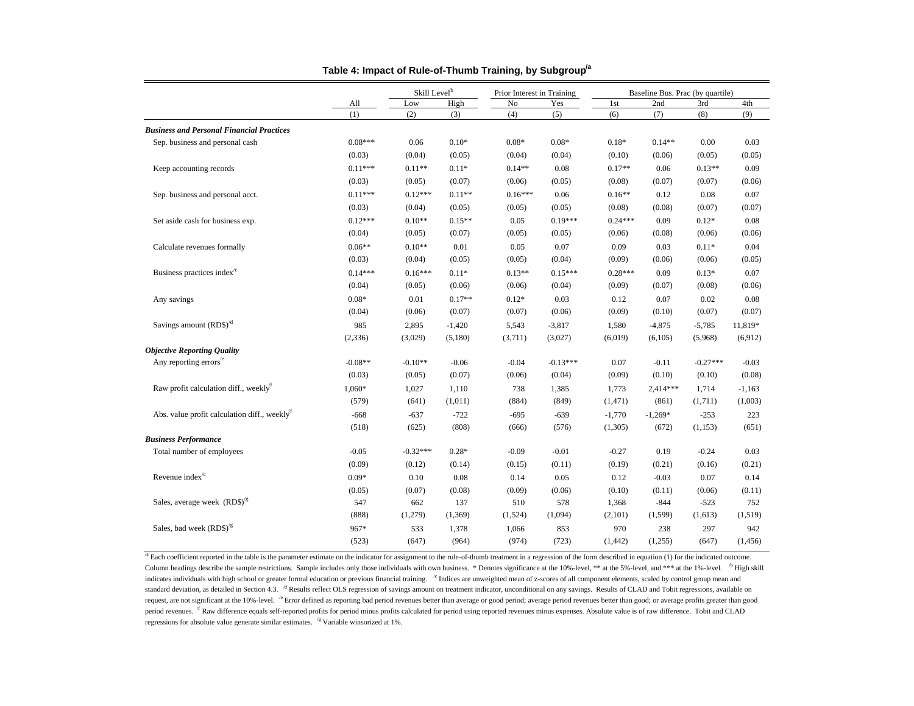**Table 4: Impact of Rule-of-Thumb Training, by Subgroup[a]**

| | All | Skill Level[b] | | Prior Interest in Training | | Baseline Bus. Prac (by quartile) | | | |
|---|---|---|---|---|---|---|---|---|---|
| | All | Low | High | No | Yes | 1st | 2nd | 3rd | 4th |
| | (1) | (2) | (3) | (4) | (5) | (6) | (7) | (8) | (9) |
| ***Business and Personal Financial Practices*** | | | | | | | | | |
| Sep. business and personal cash | 0.08*** | 0.06 | 0.10* | 0.08* | 0.08* | 0.18* | 0.14** | 0.00 | 0.03 |
| | (0.03) | (0.04) | (0.05) | (0.04) | (0.04) | (0.10) | (0.06) | (0.05) | (0.05) |
| Keep accounting records | 0.11*** | 0.11** | 0.11* | 0.14** | 0.08 | 0.17** | 0.06 | 0.13** | 0.09 |
| | (0.03) | (0.05) | (0.07) | (0.06) | (0.05) | (0.08) | (0.07) | (0.07) | (0.06) |
| Sep. business and personal acct. | 0.11*** | 0.12*** | 0.11** | 0.16*** | 0.06 | 0.16** | 0.12 | 0.08 | 0.07 |
| | (0.03) | (0.04) | (0.05) | (0.05) | (0.05) | (0.08) | (0.08) | (0.07) | (0.07) |
| Set aside cash for business exp. | 0.12*** | 0.10** | 0.15** | 0.05 | 0.19*** | 0.24*** | 0.09 | 0.12* | 0.08 |
| | (0.04) | (0.05) | (0.07) | (0.05) | (0.05) | (0.06) | (0.08) | (0.06) | (0.06) |
| Calculate revenues formally | 0.06** | 0.10** | 0.01 | 0.05 | 0.07 | 0.09 | 0.03 | 0.11* | 0.04 |
| | (0.03) | (0.04) | (0.05) | (0.05) | (0.04) | (0.09) | (0.06) | (0.06) | (0.05) |
| Business practices index[c] | 0.14*** | 0.16*** | 0.11* | 0.13** | 0.15*** | 0.28*** | 0.09 | 0.13* | 0.07 |
| | (0.04) | (0.05) | (0.06) | (0.06) | (0.04) | (0.09) | (0.07) | (0.08) | (0.06) |
| Any savings | 0.08* | 0.01 | 0.17** | 0.12* | 0.03 | 0.12 | 0.07 | 0.02 | 0.08 |
| | (0.04) | (0.06) | (0.07) | (0.07) | (0.06) | (0.09) | (0.10) | (0.07) | (0.07) |
| Savings amount (RD$)[d] | 985 | 2,895 | -1,420 | 5,543 | -3,817 | 1,580 | -4,875 | -5,785 | 11,819* |
| | (2,336) | (3,029) | (5,180) | (3,711) | (3,027) | (6,019) | (6,105) | (5,968) | (6,912) |
| ***Objective Reporting Quality*** | | | | | | | | | |
| Any reporting errors[e] | -0.08** | -0.10** | -0.06 | -0.04 | -0.13*** | 0.07 | -0.11 | -0.27*** | -0.03 |
| | (0.03) | (0.05) | (0.07) | (0.06) | (0.04) | (0.09) | (0.10) | (0.10) | (0.08) |
| Raw profit calculation diff., weekly[f] | 1,060* | 1,027 | 1,110 | 738 | 1,385 | 1,773 | 2,414*** | 1,714 | -1,163 |
| | (579) | (641) | (1,011) | (884) | (849) | (1,471) | (861) | (1,711) | (1,003) |
| Abs. value profit calculation diff., weekly[f] | -668 | -637 | -722 | -695 | -639 | -1,770 | -1,269* | -253 | 223 |
| | (518) | (625) | (808) | (666) | (576) | (1,305) | (672) | (1,153) | (651) |
| ***Business Performance*** | | | | | | | | | |
| Total number of employees | -0.05 | -0.32*** | 0.28* | -0.09 | -0.01 | -0.27 | 0.19 | -0.24 | 0.03 |
| | (0.09) | (0.12) | (0.14) | (0.15) | (0.11) | (0.19) | (0.21) | (0.16) | (0.21) |
| Revenue index[c] | 0.09* | 0.10 | 0.08 | 0.14 | 0.05 | 0.12 | -0.03 | 0.07 | 0.14 |
| | (0.05) | (0.07) | (0.08) | (0.09) | (0.06) | (0.10) | (0.11) | (0.06) | (0.11) |
| Sales, average week (RD$)[g] | 547 | 662 | 137 | 510 | 578 | 1,368 | -844 | -523 | 752 |
| | (888) | (1,279) | (1,369) | (1,524) | (1,094) | (2,101) | (1,599) | (1,613) | (1,519) |
| Sales, bad week (RD$)[g] | 967* | 533 | 1,378 | 1,066 | 853 | 970 | 238 | 297 | 942 |
| | (523) | (647) | (964) | (974) | (723) | (1,442) | (1,255) | (647) | (1,456) |

[a] Each coefficient reported in the table is the parameter estimate on the indicator for assignment to the rule-of-thumb treatment in a regression of the form described in equation (1) for the indicated outcome. Column headings describe the sample restrictions. Sample includes only those individuals with own business. * Denotes significance at the 10%-level, ** at the 5%-level, and *** at the 1%-level. [b] High skill indicates individuals with high school or greater formal education or previous financial training. [c] Indices are unweighted mean of z-scores of all component elements, scaled by control group mean and standard deviation, as detailed in Section 4.3. [d] Results reflect OLS regression of savings amount on treatment indicator, unconditional on any savings. Results of CLAD and Tobit regressions, available on request, are not significant at the 10%-level. [e] Error defined as reporting bad period revenues better than average or good period; average period revenues better than good; or average profits greater than good period revenues. [f] Raw difference equals self-reported profits for period minus profits calculated for period using reported revenues minus expenses. Absolute value is of raw difference. Tobit and CLAD regressions for absolute value generate similar estimates. [g] Variable winsorized at 1%.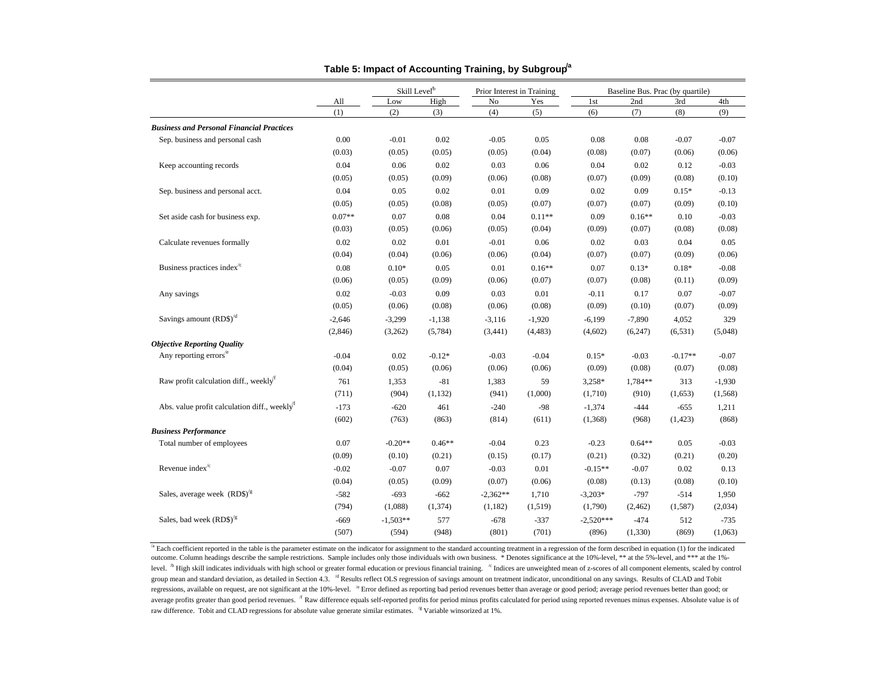**Table 5: Impact of Accounting Training, by Subgroup[a]**

| | All | Skill Level[b] | | Prior Interest in Training | | Baseline Bus. Prac (by quartile) | | | |
|---|---|---|---|---|---|---|---|---|---|
| | | Low | High | No | Yes | 1st | 2nd | 3rd | 4th |
| | (1) | (2) | (3) | (4) | (5) | (6) | (7) | (8) | (9) |
| ***Business and Personal Financial Practices*** | | | | | | | | | |
| Sep. business and personal cash | 0.00 | -0.01 | 0.02 | -0.05 | 0.05 | 0.08 | 0.08 | -0.07 | -0.07 |
| | (0.03) | (0.05) | (0.05) | (0.05) | (0.04) | (0.08) | (0.07) | (0.06) | (0.06) |
| Keep accounting records | 0.04 | 0.06 | 0.02 | 0.03 | 0.06 | 0.04 | 0.02 | 0.12 | -0.03 |
| | (0.05) | (0.05) | (0.09) | (0.06) | (0.08) | (0.07) | (0.09) | (0.08) | (0.10) |
| Sep. business and personal acct. | 0.04 | 0.05 | 0.02 | 0.01 | 0.09 | 0.02 | 0.09 | 0.15* | -0.13 |
| | (0.05) | (0.05) | (0.08) | (0.05) | (0.07) | (0.07) | (0.07) | (0.09) | (0.10) |
| Set aside cash for business exp. | 0.07** | 0.07 | 0.08 | 0.04 | 0.11** | 0.09 | 0.16** | 0.10 | -0.03 |
| | (0.03) | (0.05) | (0.06) | (0.05) | (0.04) | (0.09) | (0.07) | (0.08) | (0.08) |
| Calculate revenues formally | 0.02 | 0.02 | 0.01 | -0.01 | 0.06 | 0.02 | 0.03 | 0.04 | 0.05 |
| | (0.04) | (0.04) | (0.06) | (0.06) | (0.04) | (0.07) | (0.07) | (0.09) | (0.06) |
| Business practices index[c] | 0.08 | 0.10* | 0.05 | 0.01 | 0.16** | 0.07 | 0.13* | 0.18* | -0.08 |
| | (0.06) | (0.05) | (0.09) | (0.06) | (0.07) | (0.07) | (0.08) | (0.11) | (0.09) |
| Any savings | 0.02 | -0.03 | 0.09 | 0.03 | 0.01 | -0.11 | 0.17 | 0.07 | -0.07 |
| | (0.05) | (0.06) | (0.08) | (0.06) | (0.08) | (0.09) | (0.10) | (0.07) | (0.09) |
| Savings amount (RD$)[d] | -2,646 | -3,299 | -1,138 | -3,116 | -1,920 | -6,199 | -7,890 | 4,052 | 329 |
| | (2,846) | (3,262) | (5,784) | (3,441) | (4,483) | (4,602) | (6,247) | (6,531) | (5,048) |
| ***Objective Reporting Quality*** | | | | | | | | | |
| Any reporting errors[e] | -0.04 | 0.02 | -0.12* | -0.03 | -0.04 | 0.15* | -0.03 | -0.17** | -0.07 |
| | (0.04) | (0.05) | (0.06) | (0.06) | (0.06) | (0.09) | (0.08) | (0.07) | (0.08) |
| Raw profit calculation diff., weekly[f] | 761 | 1,353 | -81 | 1,383 | 59 | 3,258* | 1,784** | 313 | -1,930 |
| | (711) | (904) | (1,132) | (941) | (1,000) | (1,710) | (910) | (1,653) | (1,568) |
| Abs. value profit calculation diff., weekly[f] | -173 | -620 | 461 | -240 | -98 | -1,374 | -444 | -655 | 1,211 |
| | (602) | (763) | (863) | (814) | (611) | (1,368) | (968) | (1,423) | (868) |
| ***Business Performance*** | | | | | | | | | |
| Total number of employees | 0.07 | -0.20** | 0.46** | -0.04 | 0.23 | -0.23 | 0.64** | 0.05 | -0.03 |
| | (0.09) | (0.10) | (0.21) | (0.15) | (0.17) | (0.21) | (0.32) | (0.21) | (0.20) |
| Revenue index[c] | -0.02 | -0.07 | 0.07 | -0.03 | 0.01 | -0.15** | -0.07 | 0.02 | 0.13 |
| | (0.04) | (0.05) | (0.09) | (0.07) | (0.06) | (0.08) | (0.13) | (0.08) | (0.10) |
| Sales, average week (RD$)[g] | -582 | -693 | -662 | -2,362** | 1,710 | -3,203* | -797 | -514 | 1,950 |
| | (794) | (1,088) | (1,374) | (1,182) | (1,519) | (1,790) | (2,462) | (1,587) | (2,034) |
| Sales, bad week (RD$)[g] | -669 | -1,503** | 577 | -678 | -337 | -2,520*** | -474 | 512 | -735 |
| | (507) | (594) | (948) | (801) | (701) | (896) | (1,330) | (869) | (1,063) |

[a] Each coefficient reported in the table is the parameter estimate on the indicator for assignment to the standard accounting treatment in a regression of the form described in equation (1) for the indicated outcome. Column headings describe the sample restrictions. Sample includes only those individuals with own business. * Denotes significance at the 10%-level, ** at the 5%-level, and *** at the 1%-level. [b] High skill indicates individuals with high school or greater formal education or previous financial training. [c] Indices are unweighted mean of z-scores of all component elements, scaled by control group mean and standard deviation, as detailed in Section 4.3. [d] Results reflect OLS regression of savings amount on treatment indicator, unconditional on any savings. Results of CLAD and Tobit regressions, available on request, are not significant at the 10%-level. [e] Error defined as reporting bad period revenues better than average or good period; average period revenues better than good; or average profits greater than good period revenues. [f] Raw difference equals self-reported profits for period minus profits calculated for period using reported revenues minus expenses. Absolute value is of raw difference. Tobit and CLAD regressions for absolute value generate similar estimates. [g] Variable winsorized at 1%.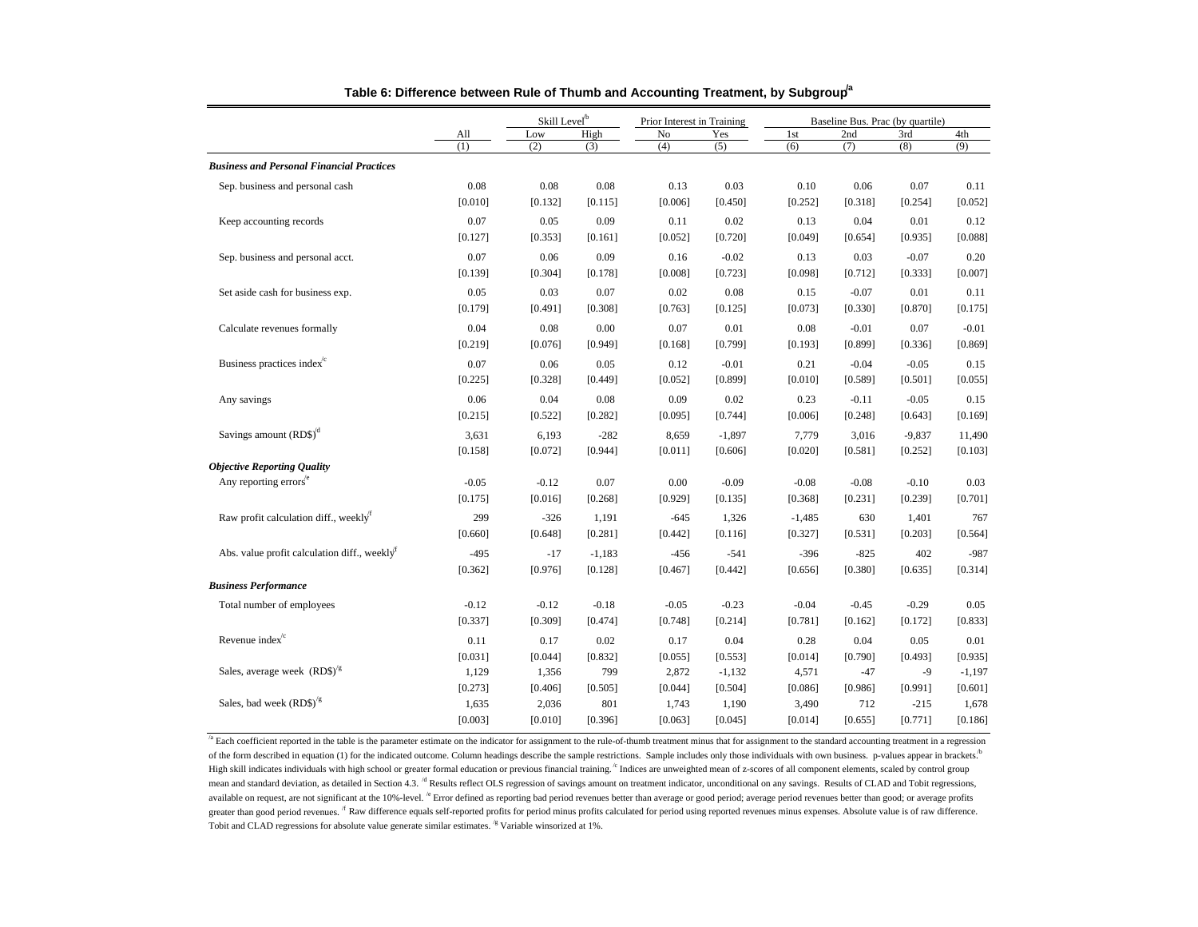## Table 6: Difference between Rule of Thumb and Accounting Treatment, by Subgroup[a]

| | All | Skill Level[b] | | Prior Interest in Training | | Baseline Bus. Prac (by quartile) | | | |
|---|---|---|---|---|---|---|---|---|---|
| | | Low | High | No | Yes | 1st | 2nd | 3rd | 4th |
| | (1) | (2) | (3) | (4) | (5) | (6) | (7) | (8) | (9) |
| ***Business and Personal Financial Practices*** | | | | | | | | | |
| Sep. business and personal cash | 0.08 | 0.08 | 0.08 | 0.13 | 0.03 | 0.10 | 0.06 | 0.07 | 0.11 |
| | [0.010] | [0.132] | [0.115] | [0.006] | [0.450] | [0.252] | [0.318] | [0.254] | [0.052] |
| Keep accounting records | 0.07 | 0.05 | 0.09 | 0.11 | 0.02 | 0.13 | 0.04 | 0.01 | 0.12 |
| | [0.127] | [0.353] | [0.161] | [0.052] | [0.720] | [0.049] | [0.654] | [0.935] | [0.088] |
| Sep. business and personal acct. | 0.07 | 0.06 | 0.09 | 0.16 | -0.02 | 0.13 | 0.03 | -0.07 | 0.20 |
| | [0.139] | [0.304] | [0.178] | [0.008] | [0.723] | [0.098] | [0.712] | [0.333] | [0.007] |
| Set aside cash for business exp. | 0.05 | 0.03 | 0.07 | 0.02 | 0.08 | 0.15 | -0.07 | 0.01 | 0.11 |
| | [0.179] | [0.491] | [0.308] | [0.763] | [0.125] | [0.073] | [0.330] | [0.870] | [0.175] |
| Calculate revenues formally | 0.04 | 0.08 | 0.00 | 0.07 | 0.01 | 0.08 | -0.01 | 0.07 | -0.01 |
| | [0.219] | [0.076] | [0.949] | [0.168] | [0.799] | [0.193] | [0.899] | [0.336] | [0.869] |
| Business practices index[c] | 0.07 | 0.06 | 0.05 | 0.12 | -0.01 | 0.21 | -0.04 | -0.05 | 0.15 |
| | [0.225] | [0.328] | [0.449] | [0.052] | [0.899] | [0.010] | [0.589] | [0.501] | [0.055] |
| Any savings | 0.06 | 0.04 | 0.08 | 0.09 | 0.02 | 0.23 | -0.11 | -0.05 | 0.15 |
| | [0.215] | [0.522] | [0.282] | [0.095] | [0.744] | [0.006] | [0.248] | [0.643] | [0.169] |
| Savings amount (RD$)[d] | 3,631 | 6,193 | -282 | 8,659 | -1,897 | 7,779 | 3,016 | -9,837 | 11,490 |
| | [0.158] | [0.072] | [0.944] | [0.011] | [0.606] | [0.020] | [0.581] | [0.252] | [0.103] |
| ***Objective Reporting Quality*** | | | | | | | | | |
| Any reporting errors[e] | -0.05 | -0.12 | 0.07 | 0.00 | -0.09 | -0.08 | -0.08 | -0.10 | 0.03 |
| | [0.175] | [0.016] | [0.268] | [0.929] | [0.135] | [0.368] | [0.231] | [0.239] | [0.701] |
| Raw profit calculation diff., weekly[f] | 299 | -326 | 1,191 | -645 | 1,326 | -1,485 | 630 | 1,401 | 767 |
| | [0.660] | [0.648] | [0.281] | [0.442] | [0.116] | [0.327] | [0.531] | [0.203] | [0.564] |
| Abs. value profit calculation diff., weekly[f] | -495 | -17 | -1,183 | -456 | -541 | -396 | -825 | 402 | -987 |
| | [0.362] | [0.976] | [0.128] | [0.467] | [0.442] | [0.656] | [0.380] | [0.635] | [0.314] |
| ***Business Performance*** | | | | | | | | | |
| Total number of employees | -0.12 | -0.12 | -0.18 | -0.05 | -0.23 | -0.04 | -0.45 | -0.29 | 0.05 |
| | [0.337] | [0.309] | [0.474] | [0.748] | [0.214] | [0.781] | [0.162] | [0.172] | [0.833] |
| Revenue index[c] | 0.11 | 0.17 | 0.02 | 0.17 | 0.04 | 0.28 | 0.04 | 0.05 | 0.01 |
| | [0.031] | [0.044] | [0.832] | [0.055] | [0.553] | [0.014] | [0.790] | [0.493] | [0.935] |
| Sales, average week (RD$)[g] | 1,129 | 1,356 | 799 | 2,872 | -1,132 | 4,571 | -47 | -9 | -1,197 |
| | [0.273] | [0.406] | [0.505] | [0.044] | [0.504] | [0.086] | [0.986] | [0.991] | [0.601] |
| Sales, bad week (RD$)[g] | 1,635 | 2,036 | 801 | 1,743 | 1,190 | 3,490 | 712 | -215 | 1,678 |
| | [0.003] | [0.010] | [0.396] | [0.063] | [0.045] | [0.014] | [0.655] | [0.771] | [0.186] |

[a] Each coefficient reported in the table is the parameter estimate on the indicator for assignment to the rule-of-thumb treatment minus that for assignment to the standard accounting treatment in a regression of the form described in equation (1) for the indicated outcome. Column headings describe the sample restrictions. Sample includes only those individuals with own business. p-values appear in brackets. [b] High skill indicates individuals with high school or greater formal education or previous financial training. [c] Indices are unweighted mean of z-scores of all component elements, scaled by control group mean and standard deviation, as detailed in Section 4.3. [d] Results reflect OLS regression of savings amount on treatment indicator, unconditional on any savings. Results of CLAD and Tobit regressions, available on request, are not significant at the 10%-level. [e] Error defined as reporting bad period revenues better than average or good period; average period revenues better than good; or average profits greater than good period revenues. [f] Raw difference equals self-reported profits for period minus profits calculated for period using reported revenues minus expenses. Absolute value is of raw difference. Tobit and CLAD regressions for absolute value generate similar estimates. [g] Variable winsorized at 1%.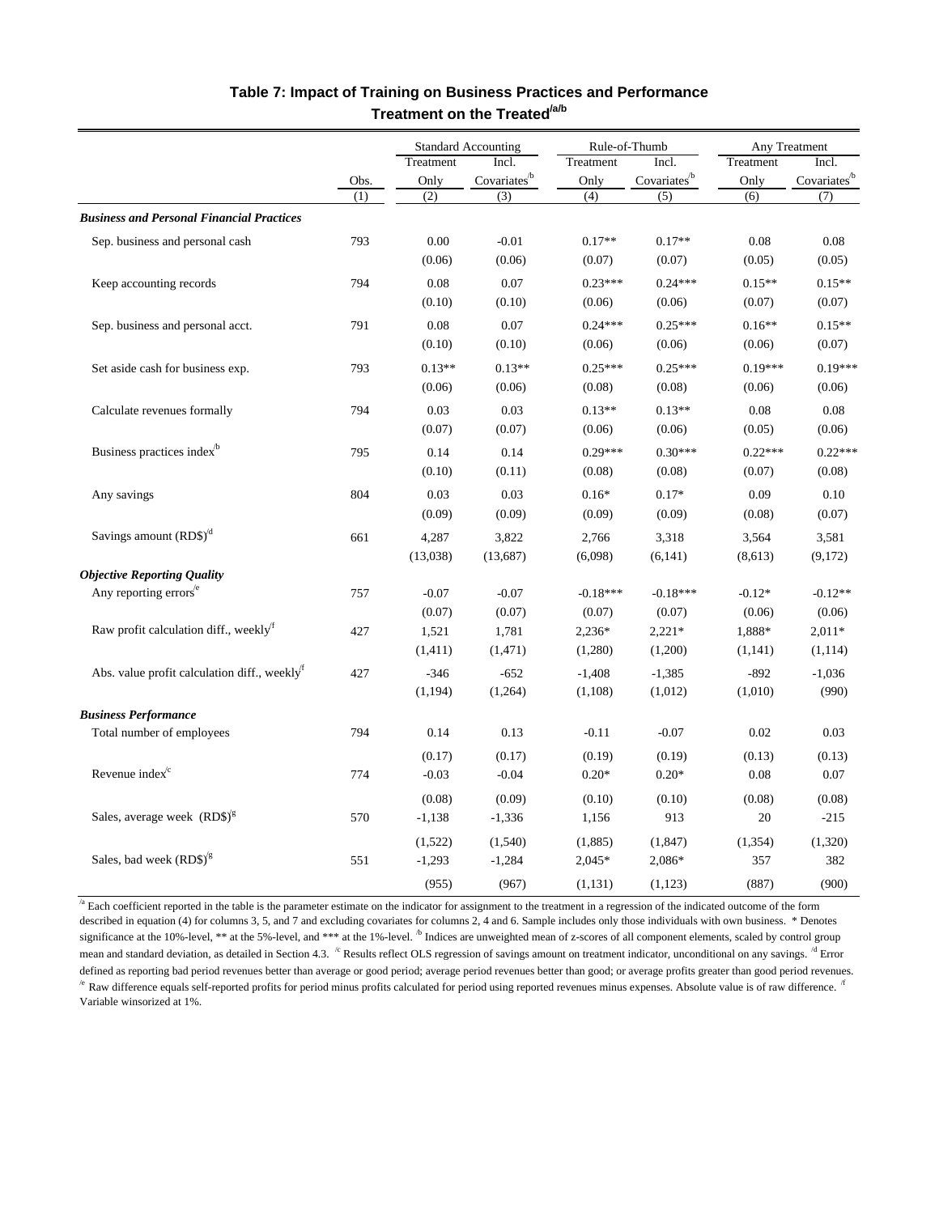## Table 7: Impact of Training on Business Practices and Performance Treatment on the Treated[/a/b]

| | | Standard Accounting | | Rule-of-Thumb | | Any Treatment | |
|---|---|---|---|---|---|---|---|
| | Obs. | Treatment Only | Incl. Covariates[/b] | Treatment Only | Incl. Covariates[/b] | Treatment Only | Incl. Covariates[/b] |
| | (1) | (2) | (3) | (4) | (5) | (6) | (7) |
| ***Business and Personal Financial Practices*** | | | | | | | |
| Sep. business and personal cash | 793 | 0.00 | -0.01 | 0.17** | 0.17** | 0.08 | 0.08 |
| | | (0.06) | (0.06) | (0.07) | (0.07) | (0.05) | (0.05) |
| Keep accounting records | 794 | 0.08 | 0.07 | 0.23*** | 0.24*** | 0.15** | 0.15** |
| | | (0.10) | (0.10) | (0.06) | (0.06) | (0.07) | (0.07) |
| Sep. business and personal acct. | 791 | 0.08 | 0.07 | 0.24*** | 0.25*** | 0.16** | 0.15** |
| | | (0.10) | (0.10) | (0.06) | (0.06) | (0.06) | (0.07) |
| Set aside cash for business exp. | 793 | 0.13** | 0.13** | 0.25*** | 0.25*** | 0.19*** | 0.19*** |
| | | (0.06) | (0.06) | (0.08) | (0.08) | (0.06) | (0.06) |
| Calculate revenues formally | 794 | 0.03 | 0.03 | 0.13** | 0.13** | 0.08 | 0.08 |
| | | (0.07) | (0.07) | (0.06) | (0.06) | (0.05) | (0.06) |
| Business practices index[/b] | 795 | 0.14 | 0.14 | 0.29*** | 0.30*** | 0.22*** | 0.22*** |
| | | (0.10) | (0.11) | (0.08) | (0.08) | (0.07) | (0.08) |
| Any savings | 804 | 0.03 | 0.03 | 0.16* | 0.17* | 0.09 | 0.10 |
| | | (0.09) | (0.09) | (0.09) | (0.09) | (0.08) | (0.07) |
| Savings amount (RD$)[/d] | 661 | 4,287 | 3,822 | 2,766 | 3,318 | 3,564 | 3,581 |
| | | (13,038) | (13,687) | (6,098) | (6,141) | (8,613) | (9,172) |
| ***Objective Reporting Quality*** | | | | | | | |
| Any reporting errors[/e] | 757 | -0.07 | -0.07 | -0.18*** | -0.18*** | -0.12* | -0.12** |
| | | (0.07) | (0.07) | (0.07) | (0.07) | (0.06) | (0.06) |
| Raw profit calculation diff., weekly[/f] | 427 | 1,521 | 1,781 | 2,236* | 2,221* | 1,888* | 2,011* |
| | | (1,411) | (1,471) | (1,280) | (1,200) | (1,141) | (1,114) |
| Abs. value profit calculation diff., weekly[/f] | 427 | -346 | -652 | -1,408 | -1,385 | -892 | -1,036 |
| | | (1,194) | (1,264) | (1,108) | (1,012) | (1,010) | (990) |
| ***Business Performance*** | | | | | | | |
| Total number of employees | 794 | 0.14 | 0.13 | -0.11 | -0.07 | 0.02 | 0.03 |
| | | (0.17) | (0.17) | (0.19) | (0.19) | (0.13) | (0.13) |
| Revenue index[/c] | 774 | -0.03 | -0.04 | 0.20* | 0.20* | 0.08 | 0.07 |
| | | (0.08) | (0.09) | (0.10) | (0.10) | (0.08) | (0.08) |
| Sales, average week (RD$)[/g] | 570 | -1,138 | -1,336 | 1,156 | 913 | 20 | -215 |
| | | (1,522) | (1,540) | (1,885) | (1,847) | (1,354) | (1,320) |
| Sales, bad week (RD$)[/g] | 551 | -1,293 | -1,284 | 2,045* | 2,086* | 357 | 382 |
| | | (955) | (967) | (1,131) | (1,123) | (887) | (900) |

[/a] Each coefficient reported in the table is the parameter estimate on the indicator for assignment to the treatment in a regression of the indicated outcome of the form described in equation (4) for columns 3, 5, and 7 and excluding covariates for columns 2, 4 and 6. Sample includes only those individuals with own business. * Denotes significance at the 10%-level, ** at the 5%-level, and *** at the 1%-level. [/b] Indices are unweighted mean of z-scores of all component elements, scaled by control group mean and standard deviation, as detailed in Section 4.3. [/c] Results reflect OLS regression of savings amount on treatment indicator, unconditional on any savings. [/d] Error defined as reporting bad period revenues better than average or good period; average period revenues better than good; or average profits greater than good period revenues. [/e] Raw difference equals self-reported profits for period minus profits calculated for period using reported revenues minus expenses. Absolute value is of raw difference. [/f] Variable winsorized at 1%.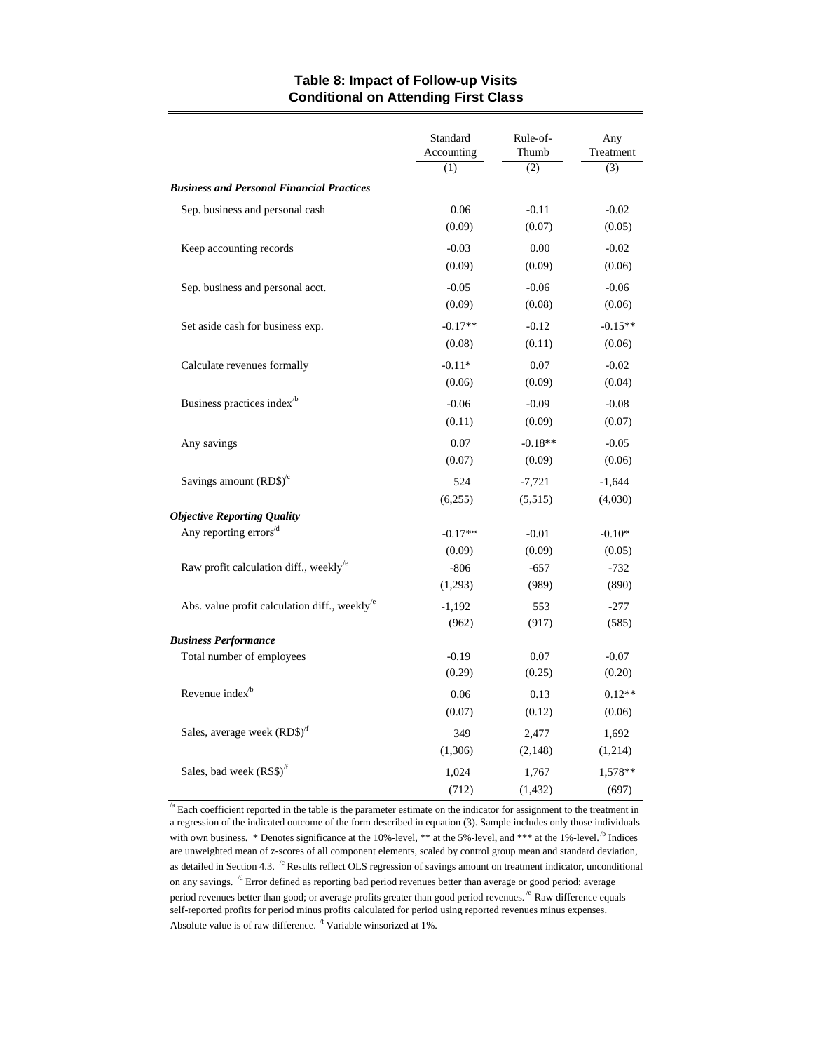# Table 8: Impact of Follow-up Visits Conditional on Attending First Class

| | Standard Accounting (1) | Rule-of-Thumb (2) | Any Treatment (3) |
|---|---|---|---|
| ***Business and Personal Financial Practices*** | | | |
| Sep. business and personal cash | 0.06 | -0.11 | -0.02 |
| | (0.09) | (0.07) | (0.05) |
| Keep accounting records | -0.03 | 0.00 | -0.02 |
| | (0.09) | (0.09) | (0.06) |
| Sep. business and personal acct. | -0.05 | -0.06 | -0.06 |
| | (0.09) | (0.08) | (0.06) |
| Set aside cash for business exp. | -0.17** | -0.12 | -0.15** |
| | (0.08) | (0.11) | (0.06) |
| Calculate revenues formally | -0.11* | 0.07 | -0.02 |
| | (0.06) | (0.09) | (0.04) |
| Business practices index[/b] | -0.06 | -0.09 | -0.08 |
| | (0.11) | (0.09) | (0.07) |
| Any savings | 0.07 | -0.18** | -0.05 |
| | (0.07) | (0.09) | (0.06) |
| Savings amount (RD$)[/c] | 524 | -7,721 | -1,644 |
| | (6,255) | (5,515) | (4,030) |
| ***Objective Reporting Quality*** | | | |
| Any reporting errors[/d] | -0.17** | -0.01 | -0.10* |
| | (0.09) | (0.09) | (0.05) |
| Raw profit calculation diff., weekly[/e] | -806 | -657 | -732 |
| | (1,293) | (989) | (890) |
| Abs. value profit calculation diff., weekly[/e] | -1,192 | 553 | -277 |
| | (962) | (917) | (585) |
| ***Business Performance*** | | | |
| Total number of employees | -0.19 | 0.07 | -0.07 |
| | (0.29) | (0.25) | (0.20) |
| Revenue index[/b] | 0.06 | 0.13 | 0.12** |
| | (0.07) | (0.12) | (0.06) |
| Sales, average week (RD$)[/f] | 349 | 2,477 | 1,692 |
| | (1,306) | (2,148) | (1,214) |
| Sales, bad week (RS$)[/f] | 1,024 | 1,767 | 1,578** |
| | (712) | (1,432) | (697) |

[/a] Each coefficient reported in the table is the parameter estimate on the indicator for assignment to the treatment in a regression of the indicated outcome of the form described in equation (3). Sample includes only those individuals with own business. * Denotes significance at the 10%-level, ** at the 5%-level, and *** at the 1%-level. [/b] Indices are unweighted mean of z-scores of all component elements, scaled by control group mean and standard deviation, as detailed in Section 4.3. [/c] Results reflect OLS regression of savings amount on treatment indicator, unconditional on any savings. [/d] Error defined as reporting bad period revenues better than average or good period; average period revenues better than good; or average profits greater than good period revenues. [/e] Raw difference equals self-reported profits for period minus profits calculated for period using reported revenues minus expenses. Absolute value is of raw difference. [/f] Variable winsorized at 1%.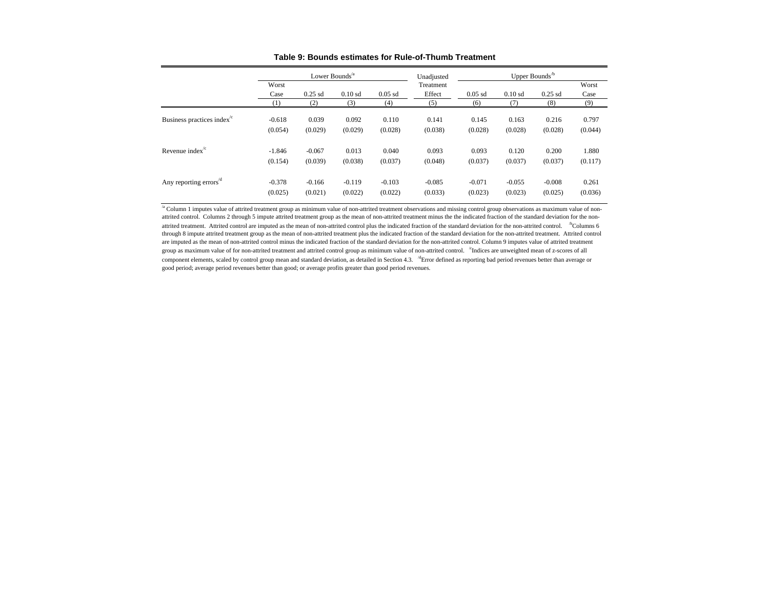**Table 9: Bounds estimates for Rule-of-Thumb Treatment**

| | Lower Bounds[/a] | | | | Unadjusted | Upper Bounds[/b] | | | |
|---|---|---|---|---|---|---|---|---|---|
| | Worst Case | 0.25 sd | 0.10 sd | 0.05 sd | Treatment Effect | 0.05 sd | 0.10 sd | 0.25 sd | Worst Case |
| | (1) | (2) | (3) | (4) | (5) | (6) | (7) | (8) | (9) |
| Business practices index[/c] | -0.618 | 0.039 | 0.092 | 0.110 | 0.141 | 0.145 | 0.163 | 0.216 | 0.797 |
| | (0.054) | (0.029) | (0.029) | (0.028) | (0.038) | (0.028) | (0.028) | (0.028) | (0.044) |
| Revenue index[/c] | -1.846 | -0.067 | 0.013 | 0.040 | 0.093 | 0.093 | 0.120 | 0.200 | 1.880 |
| | (0.154) | (0.039) | (0.038) | (0.037) | (0.048) | (0.037) | (0.037) | (0.037) | (0.117) |
| Any reporting errors[/d] | -0.378 | -0.166 | -0.119 | -0.103 | -0.085 | -0.071 | -0.055 | -0.008 | 0.261 |
| | (0.025) | (0.021) | (0.022) | (0.022) | (0.033) | (0.023) | (0.023) | (0.025) | (0.036) |

[/a] Column 1 imputes value of attrited treatment group as minimum value of non-attrited treatment observations and missing control group observations as maximum value of non-attrited control. Columns 2 through 5 impute attrited treatment group as the mean of non-attrited treatment minus the the indicated fraction of the standard deviation for the non-attrited treatment. Attrited control are imputed as the mean of non-attrited control plus the indicated fraction of the standard deviation for the non-attrited control. [/b]Columns 6 through 8 impute attrited treatment group as the mean of non-attrited treatment plus the indicated fraction of the standard deviation for the non-attrited treatment. Attrited control are imputed as the mean of non-attrited control minus the indicated fraction of the standard deviation for the non-attrited control. Column 9 imputes value of attrited treatment group as maximum value of for non-attrited treatment and attrited control group as minimum value of non-attrited control. [/c]Indices are unweighted mean of z-scores of all component elements, scaled by control group mean and standard deviation, as detailed in Section 4.3. [/d]Error defined as reporting bad period revenues better than average or good period; average period revenues better than good; or average profits greater than good period revenues.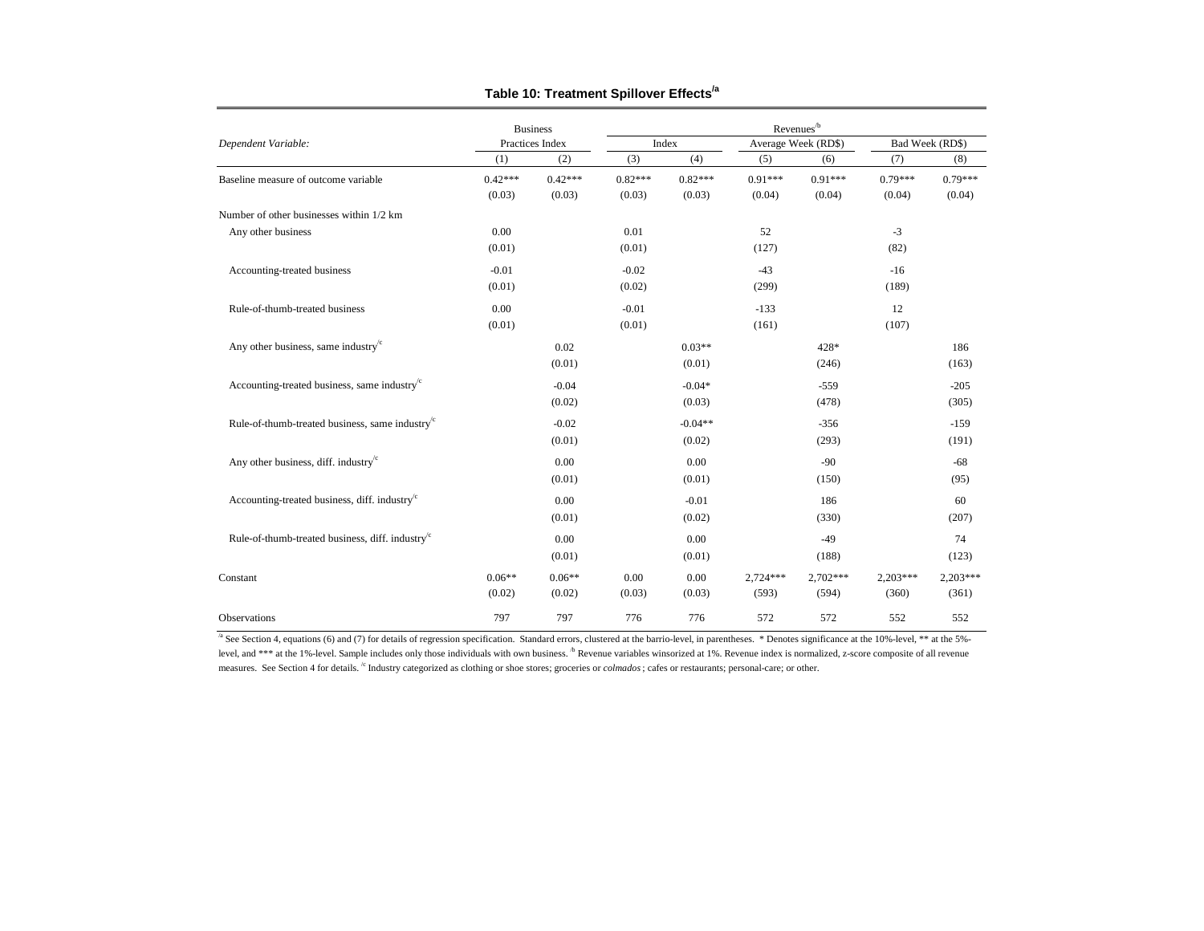## Table 10: Treatment Spillover Effects[/a]

| Dependent Variable: | Business Practices Index | | Revenues[/b] Index | | Revenues[/b] Average Week (RD$) | | Revenues[/b] Bad Week (RD$) | |
|---|---|---|---|---|---|---|---|---|
| | (1) | (2) | (3) | (4) | (5) | (6) | (7) | (8) |
| Baseline measure of outcome variable | 0.42*** | 0.42*** | 0.82*** | 0.82*** | 0.91*** | 0.91*** | 0.79*** | 0.79*** |
| | (0.03) | (0.03) | (0.03) | (0.03) | (0.04) | (0.04) | (0.04) | (0.04) |
| Number of other businesses within 1/2 km | | | | | | | | |
| Any other business | 0.00 | | 0.01 | | 52 | | -3 | |
| | (0.01) | | (0.01) | | (127) | | (82) | |
| Accounting-treated business | -0.01 | | -0.02 | | -43 | | -16 | |
| | (0.01) | | (0.02) | | (299) | | (189) | |
| Rule-of-thumb-treated business | 0.00 | | -0.01 | | -133 | | 12 | |
| | (0.01) | | (0.01) | | (161) | | (107) | |
| Any other business, same industry[/c] | | 0.02 | | 0.03** | | 428* | | 186 |
| | | (0.01) | | (0.01) | | (246) | | (163) |
| Accounting-treated business, same industry[/c] | | -0.04 | | -0.04* | | -559 | | -205 |
| | | (0.02) | | (0.03) | | (478) | | (305) |
| Rule-of-thumb-treated business, same industry[/c] | | -0.02 | | -0.04** | | -356 | | -159 |
| | | (0.01) | | (0.02) | | (293) | | (191) |
| Any other business, diff. industry[/c] | | 0.00 | | 0.00 | | -90 | | -68 |
| | | (0.01) | | (0.01) | | (150) | | (95) |
| Accounting-treated business, diff. industry[/c] | | 0.00 | | -0.01 | | 186 | | 60 |
| | | (0.01) | | (0.02) | | (330) | | (207) |
| Rule-of-thumb-treated business, diff. industry[/c] | | 0.00 | | 0.00 | | -49 | | 74 |
| | | (0.01) | | (0.01) | | (188) | | (123) |
| Constant | 0.06** | 0.06** | 0.00 | 0.00 | 2,724*** | 2,702*** | 2,203*** | 2,203*** |
| | (0.02) | (0.02) | (0.03) | (0.03) | (593) | (594) | (360) | (361) |
| Observations | 797 | 797 | 776 | 776 | 572 | 572 | 552 | 552 |

[/a] See Section 4, equations (6) and (7) for details of regression specification. Standard errors, clustered at the barrio-level, in parentheses. * Denotes significance at the 10%-level, ** at the 5%-level, and *** at the 1%-level. Sample includes only those individuals with own business. [/b] Revenue variables winsorized at 1%. Revenue index is normalized, z-score composite of all revenue measures. See Section 4 for details. [/c] Industry categorized as clothing or shoe stores; groceries or *colmados*; cafes or restaurants; personal-care; or other.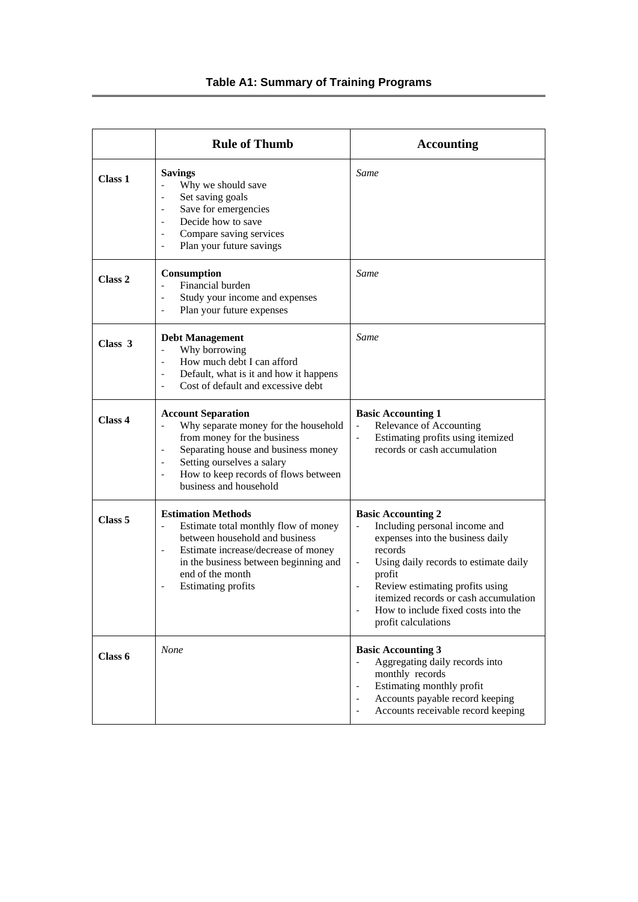### Table A1: Summary of Training Programs

| | Rule of Thumb | Accounting |
|---|---|---|
| **Class 1** | **Savings**<br>- Why we should save<br>- Set saving goals<br>- Save for emergencies<br>- Decide how to save<br>- Compare saving services<br>- Plan your future savings | *Same* |
| **Class 2** | **Consumption**<br>- Financial burden<br>- Study your income and expenses<br>- Plan your future expenses | *Same* |
| **Class 3** | **Debt Management**<br>- Why borrowing<br>- How much debt I can afford<br>- Default, what is it and how it happens<br>- Cost of default and excessive debt | *Same* |
| **Class 4** | **Account Separation**<br>- Why separate money for the household from money for the business<br>- Separating house and business money<br>- Setting ourselves a salary<br>- How to keep records of flows between business and household | **Basic Accounting 1**<br>- Relevance of Accounting<br>- Estimating profits using itemized records or cash accumulation |
| **Class 5** | **Estimation Methods**<br>- Estimate total monthly flow of money between household and business<br>- Estimate increase/decrease of money in the business between beginning and end of the month<br>- Estimating profits | **Basic Accounting 2**<br>- Including personal income and expenses into the business daily records<br>- Using daily records to estimate daily profit<br>- Review estimating profits using itemized records or cash accumulation<br>- How to include fixed costs into the profit calculations |
| **Class 6** | *None* | **Basic Accounting 3**<br>- Aggregating daily records into monthly records<br>- Estimating monthly profit<br>- Accounts payable record keeping<br>- Accounts receivable record keeping |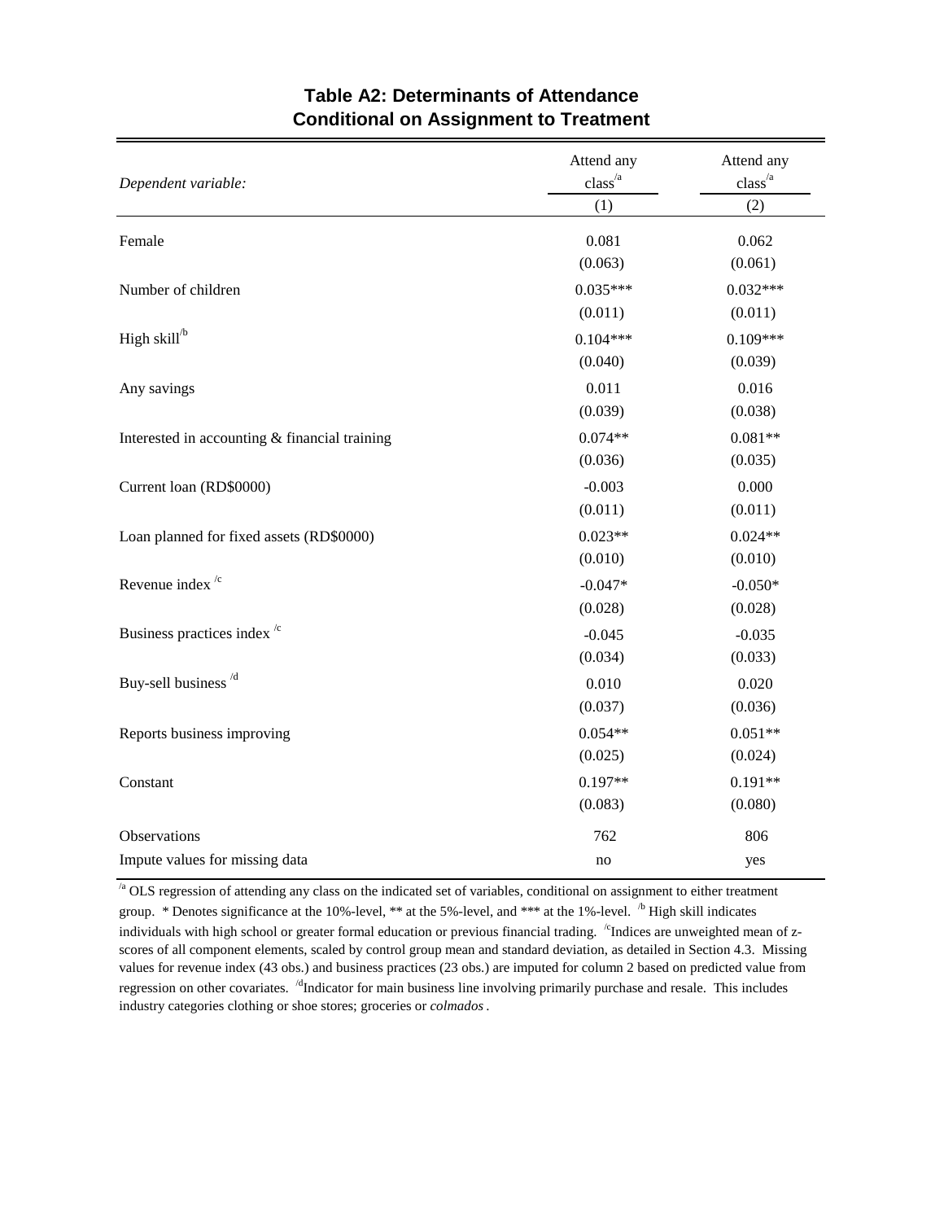## Table A2: Determinants of Attendance Conditional on Assignment to Treatment

| *Dependent variable:* | Attend any class[/a] | Attend any class[/a] |
|---|---|---|
| | (1) | (2) |
| Female | 0.081 | 0.062 |
| | (0.063) | (0.061) |
| Number of children | 0.035*** | 0.032*** |
| | (0.011) | (0.011) |
| High skill[/b] | 0.104*** | 0.109*** |
| | (0.040) | (0.039) |
| Any savings | 0.011 | 0.016 |
| | (0.039) | (0.038) |
| Interested in accounting & financial training | 0.074** | 0.081** |
| | (0.036) | (0.035) |
| Current loan (RD$0000) | -0.003 | 0.000 |
| | (0.011) | (0.011) |
| Loan planned for fixed assets (RD$0000) | 0.023** | 0.024** |
| | (0.010) | (0.010) |
| Revenue index[/c] | -0.047* | -0.050* |
| | (0.028) | (0.028) |
| Business practices index[/c] | -0.045 | -0.035 |
| | (0.034) | (0.033) |
| Buy-sell business[/d] | 0.010 | 0.020 |
| | (0.037) | (0.036) |
| Reports business improving | 0.054** | 0.051** |
| | (0.025) | (0.024) |
| Constant | 0.197** | 0.191** |
| | (0.083) | (0.080) |
| Observations | 762 | 806 |
| Impute values for missing data | no | yes |

[/a] OLS regression of attending any class on the indicated set of variables, conditional on assignment to either treatment group. * Denotes significance at the 10%-level, ** at the 5%-level, and *** at the 1%-level. [/b] High skill indicates individuals with high school or greater formal education or previous financial trading. [/c]Indices are unweighted mean of z-scores of all component elements, scaled by control group mean and standard deviation, as detailed in Section 4.3. Missing values for revenue index (43 obs.) and business practices (23 obs.) are imputed for column 2 based on predicted value from regression on other covariates. [/d]Indicator for main business line involving primarily purchase and resale. This includes industry categories clothing or shoe stores; groceries or *colmados*.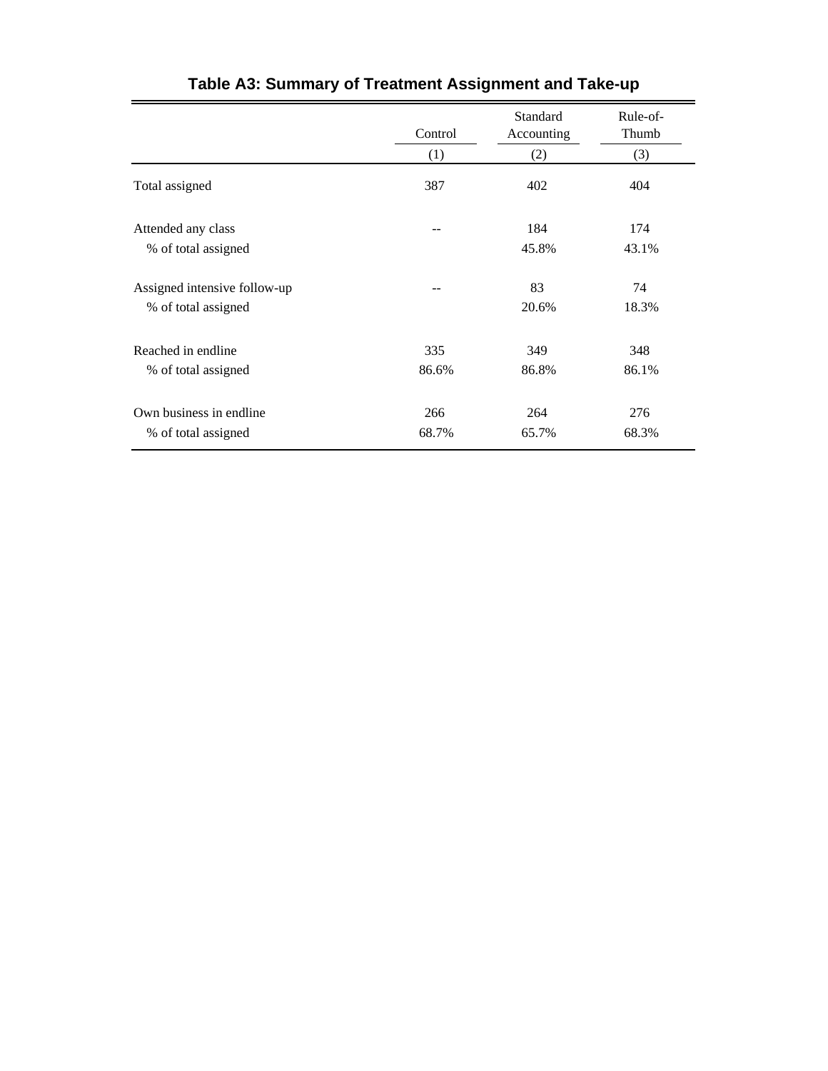# Table A3: Summary of Treatment Assignment and Take-up

| | Control | Standard Accounting | Rule-of-Thumb |
|---|---|---|---|
| | (1) | (2) | (3) |
| Total assigned | 387 | 402 | 404 |
| Attended any class | -- | 184 | 174 |
| % of total assigned | | 45.8% | 43.1% |
| Assigned intensive follow-up | -- | 83 | 74 |
| % of total assigned | | 20.6% | 18.3% |
| Reached in endline | 335 | 349 | 348 |
| % of total assigned | 86.6% | 86.8% | 86.1% |
| Own business in endline | 266 | 264 | 276 |
| % of total assigned | 68.7% | 65.7% | 68.3% |